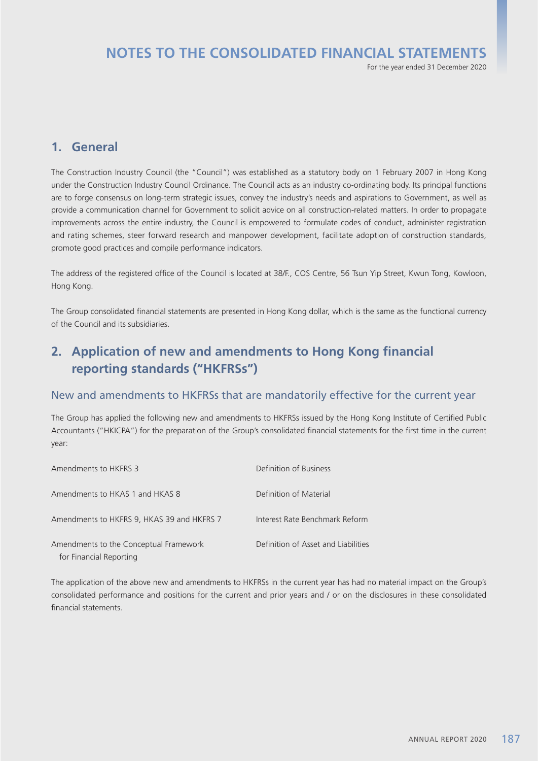# NOTES TO THE CONSOLIDATED FINANCIAL STATEMENTS

For the year ended 31 December 2020

## 1. General

The Construction Industry Council (the "Council") was established as a statutory body on 1 February 2007 in Hong Kong under the Construction Industry Council Ordinance. The Council acts as an industry co-ordinating body. Its principal functions are to forge consensus on long-term strategic issues, convey the industry's needs and aspirations to Government, as well as provide a communication channel for Government to solicit advice on all construction-related matters. In order to propagate improvements across the entire industry, the Council is empowered to formulate codes of conduct, administer registration and rating schemes, steer forward research and manpower development, facilitate adoption of construction standards, promote good practices and compile performance indicators.

The address of the registered office of the Council is located at 38/F., COS Centre, 56 Tsun Yip Street, Kwun Tong, Kowloon, Hong Kong.

The Group consolidated financial statements are presented in Hong Kong dollar, which is the same as the functional currency of the Council and its subsidiaries.

## 2. Application of new and amendments to Hong Kong financial reporting standards ("HKFRSs")

### New and amendments to HKFRSs that are mandatorily effective for the current year

The Group has applied the following new and amendments to HKFRSs issued by the Hong Kong Institute of Certified Public Accountants ("HKICPA") for the preparation of the Group's consolidated financial statements for the first time in the current year:

| | |
|---|---|
| Amendments to HKFRS 3 | Definition of Business |
| Amendments to HKAS 1 and HKAS 8 | Definition of Material |
| Amendments to HKFRS 9, HKAS 39 and HKFRS 7 | Interest Rate Benchmark Reform |
| Amendments to the Conceptual Framework for Financial Reporting | Definition of Asset and Liabilities |

The application of the above new and amendments to HKFRSs in the current year has had no material impact on the Group's consolidated performance and positions for the current and prior years and / or on the disclosures in these consolidated financial statements.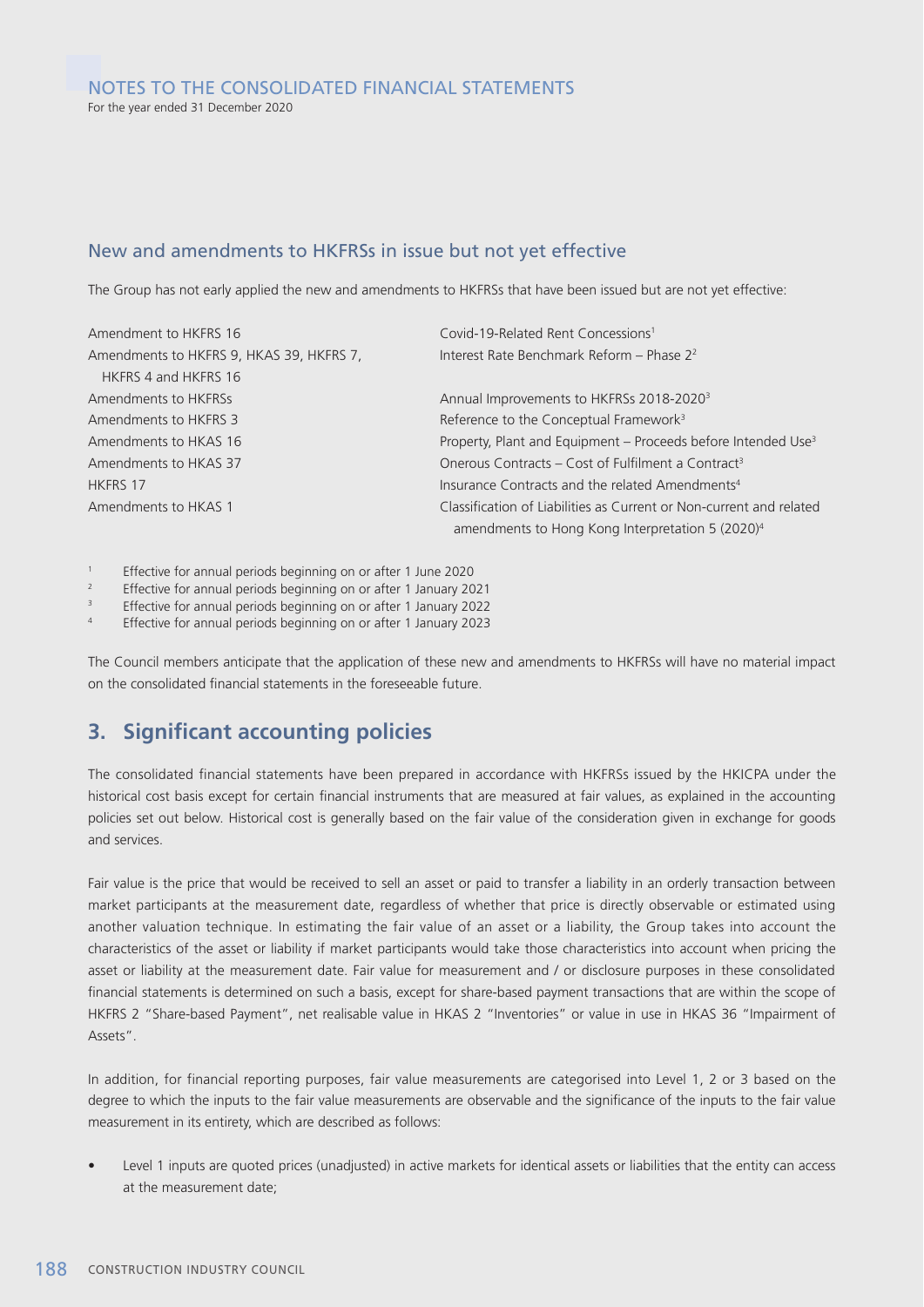## New and amendments to HKFRSs in issue but not yet effective

The Group has not early applied the new and amendments to HKFRSs that have been issued but are not yet effective:

| | |
|---|---|
| Amendment to HKFRS 16 | Covid-19-Related Rent Concessions[1] |
| Amendments to HKFRS 9, HKAS 39, HKFRS 7, HKFRS 4 and HKFRS 16 | Interest Rate Benchmark Reform – Phase 2[2] |
| Amendments to HKFRSs | Annual Improvements to HKFRSs 2018-2020[3] |
| Amendments to HKFRS 3 | Reference to the Conceptual Framework[3] |
| Amendments to HKAS 16 | Property, Plant and Equipment – Proceeds before Intended Use[3] |
| Amendments to HKAS 37 | Onerous Contracts – Cost of Fulfilment a Contract[3] |
| HKFRS 17 | Insurance Contracts and the related Amendments[4] |
| Amendments to HKAS 1 | Classification of Liabilities as Current or Non-current and related amendments to Hong Kong Interpretation 5 (2020)[4] |

[1] Effective for annual periods beginning on or after 1 June 2020

[2] Effective for annual periods beginning on or after 1 January 2021

[3] Effective for annual periods beginning on or after 1 January 2022

[4] Effective for annual periods beginning on or after 1 January 2023

The Council members anticipate that the application of these new and amendments to HKFRSs will have no material impact on the consolidated financial statements in the foreseeable future.

## 3. Significant accounting policies

The consolidated financial statements have been prepared in accordance with HKFRSs issued by the HKICPA under the historical cost basis except for certain financial instruments that are measured at fair values, as explained in the accounting policies set out below. Historical cost is generally based on the fair value of the consideration given in exchange for goods and services.

Fair value is the price that would be received to sell an asset or paid to transfer a liability in an orderly transaction between market participants at the measurement date, regardless of whether that price is directly observable or estimated using another valuation technique. In estimating the fair value of an asset or a liability, the Group takes into account the characteristics of the asset or liability if market participants would take those characteristics into account when pricing the asset or liability at the measurement date. Fair value for measurement and / or disclosure purposes in these consolidated financial statements is determined on such a basis, except for share-based payment transactions that are within the scope of HKFRS 2 "Share-based Payment", net realisable value in HKAS 2 "Inventories" or value in use in HKAS 36 "Impairment of Assets".

In addition, for financial reporting purposes, fair value measurements are categorised into Level 1, 2 or 3 based on the degree to which the inputs to the fair value measurements are observable and the significance of the inputs to the fair value measurement in its entirety, which are described as follows:

- Level 1 inputs are quoted prices (unadjusted) in active markets for identical assets or liabilities that the entity can access at the measurement date;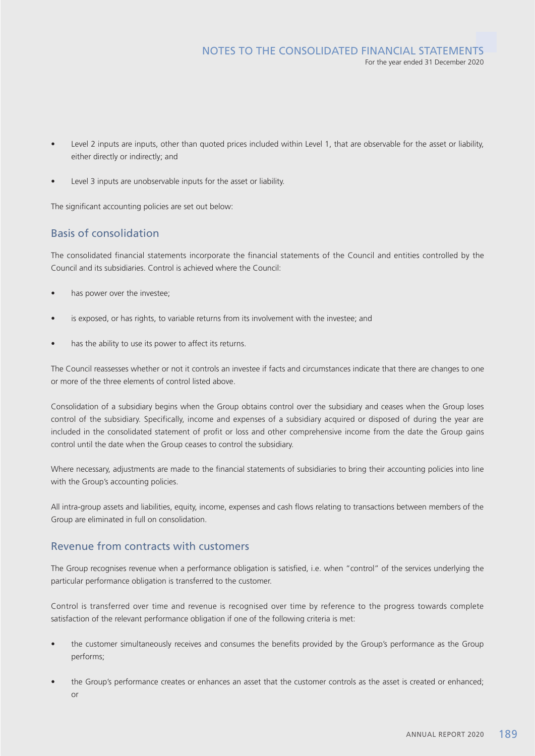- Level 2 inputs are inputs, other than quoted prices included within Level 1, that are observable for the asset or liability, either directly or indirectly; and

- Level 3 inputs are unobservable inputs for the asset or liability.

The significant accounting policies are set out below:

## Basis of consolidation

The consolidated financial statements incorporate the financial statements of the Council and entities controlled by the Council and its subsidiaries. Control is achieved where the Council:

- has power over the investee;

- is exposed, or has rights, to variable returns from its involvement with the investee; and

- has the ability to use its power to affect its returns.

The Council reassesses whether or not it controls an investee if facts and circumstances indicate that there are changes to one or more of the three elements of control listed above.

Consolidation of a subsidiary begins when the Group obtains control over the subsidiary and ceases when the Group loses control of the subsidiary. Specifically, income and expenses of a subsidiary acquired or disposed of during the year are included in the consolidated statement of profit or loss and other comprehensive income from the date the Group gains control until the date when the Group ceases to control the subsidiary.

Where necessary, adjustments are made to the financial statements of subsidiaries to bring their accounting policies into line with the Group's accounting policies.

All intra-group assets and liabilities, equity, income, expenses and cash flows relating to transactions between members of the Group are eliminated in full on consolidation.

## Revenue from contracts with customers

The Group recognises revenue when a performance obligation is satisfied, i.e. when "control" of the services underlying the particular performance obligation is transferred to the customer.

Control is transferred over time and revenue is recognised over time by reference to the progress towards complete satisfaction of the relevant performance obligation if one of the following criteria is met:

- the customer simultaneously receives and consumes the benefits provided by the Group's performance as the Group performs;

- the Group's performance creates or enhances an asset that the customer controls as the asset is created or enhanced; or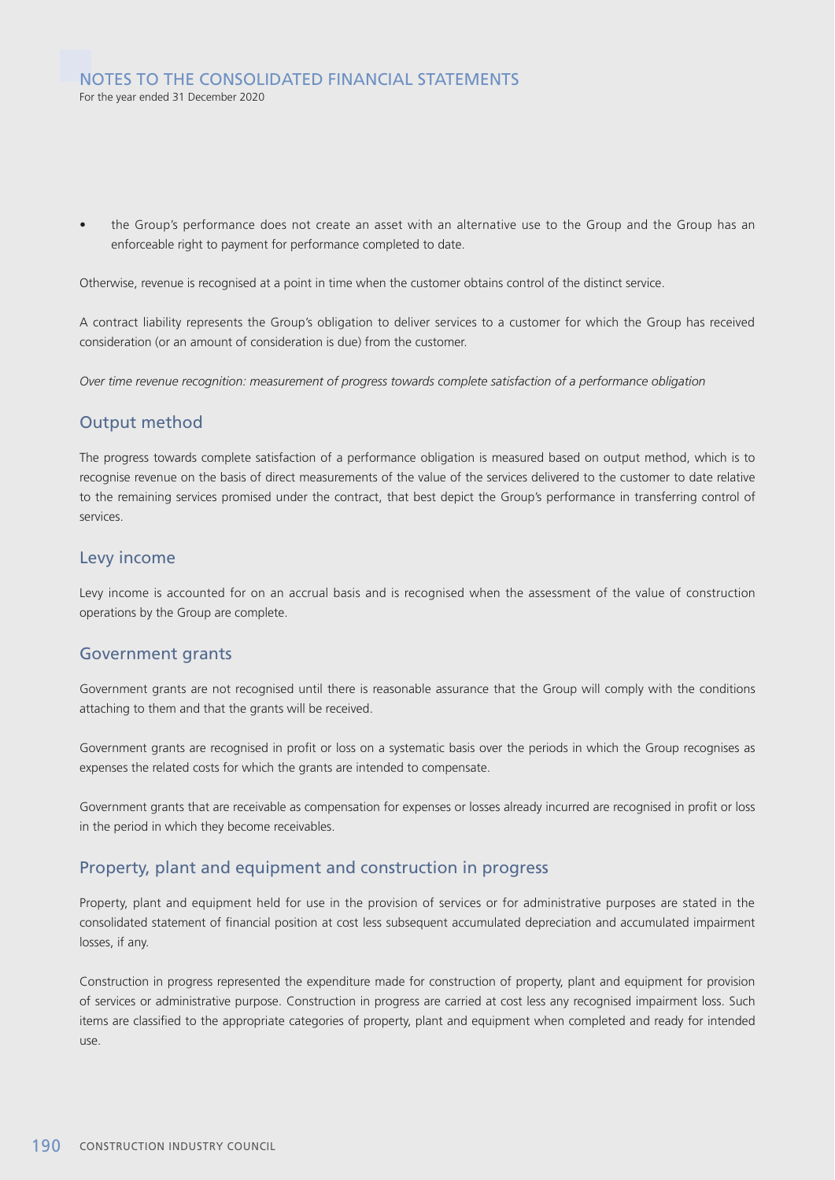- the Group's performance does not create an asset with an alternative use to the Group and the Group has an enforceable right to payment for performance completed to date.

Otherwise, revenue is recognised at a point in time when the customer obtains control of the distinct service.

A contract liability represents the Group's obligation to deliver services to a customer for which the Group has received consideration (or an amount of consideration is due) from the customer.

*Over time revenue recognition: measurement of progress towards complete satisfaction of a performance obligation*

## Output method

The progress towards complete satisfaction of a performance obligation is measured based on output method, which is to recognise revenue on the basis of direct measurements of the value of the services delivered to the customer to date relative to the remaining services promised under the contract, that best depict the Group's performance in transferring control of services.

## Levy income

Levy income is accounted for on an accrual basis and is recognised when the assessment of the value of construction operations by the Group are complete.

## Government grants

Government grants are not recognised until there is reasonable assurance that the Group will comply with the conditions attaching to them and that the grants will be received.

Government grants are recognised in profit or loss on a systematic basis over the periods in which the Group recognises as expenses the related costs for which the grants are intended to compensate.

Government grants that are receivable as compensation for expenses or losses already incurred are recognised in profit or loss in the period in which they become receivables.

## Property, plant and equipment and construction in progress

Property, plant and equipment held for use in the provision of services or for administrative purposes are stated in the consolidated statement of financial position at cost less subsequent accumulated depreciation and accumulated impairment losses, if any.

Construction in progress represented the expenditure made for construction of property, plant and equipment for provision of services or administrative purpose. Construction in progress are carried at cost less any recognised impairment loss. Such items are classified to the appropriate categories of property, plant and equipment when completed and ready for intended use.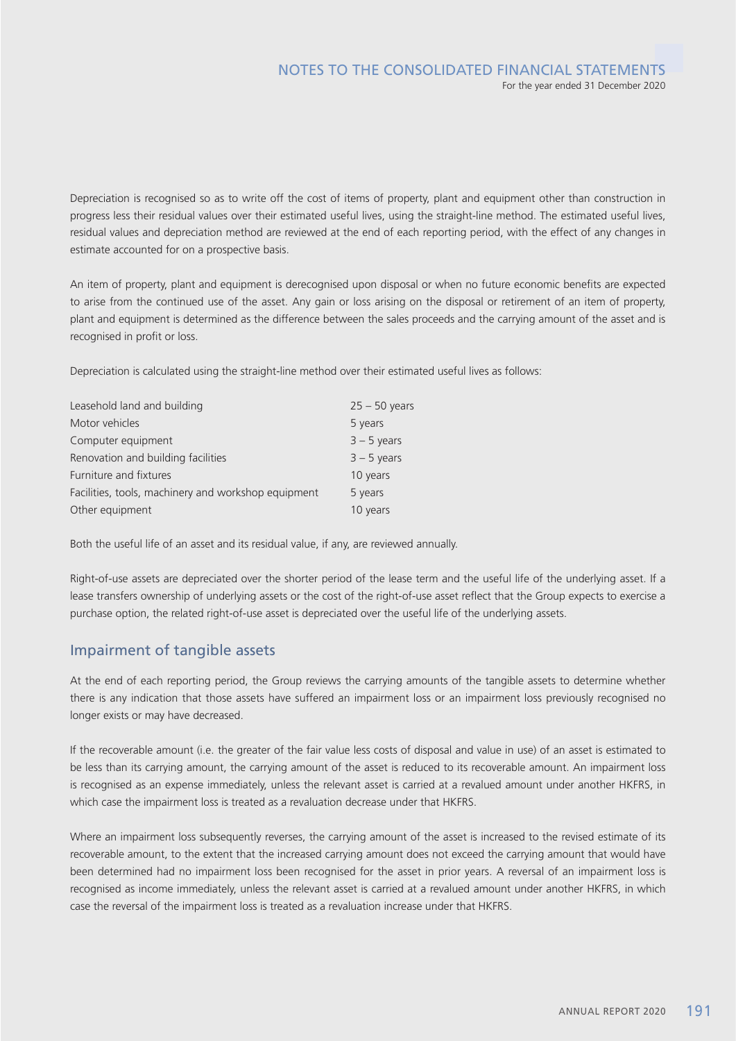Depreciation is recognised so as to write off the cost of items of property, plant and equipment other than construction in progress less their residual values over their estimated useful lives, using the straight-line method. The estimated useful lives, residual values and depreciation method are reviewed at the end of each reporting period, with the effect of any changes in estimate accounted for on a prospective basis.

An item of property, plant and equipment is derecognised upon disposal or when no future economic benefits are expected to arise from the continued use of the asset. Any gain or loss arising on the disposal or retirement of an item of property, plant and equipment is determined as the difference between the sales proceeds and the carrying amount of the asset and is recognised in profit or loss.

Depreciation is calculated using the straight-line method over their estimated useful lives as follows:

| | |
|---|---|
| Leasehold land and building | 25 – 50 years |
| Motor vehicles | 5 years |
| Computer equipment | 3 – 5 years |
| Renovation and building facilities | 3 – 5 years |
| Furniture and fixtures | 10 years |
| Facilities, tools, machinery and workshop equipment | 5 years |
| Other equipment | 10 years |

Both the useful life of an asset and its residual value, if any, are reviewed annually.

Right-of-use assets are depreciated over the shorter period of the lease term and the useful life of the underlying asset. If a lease transfers ownership of underlying assets or the cost of the right-of-use asset reflect that the Group expects to exercise a purchase option, the related right-of-use asset is depreciated over the useful life of the underlying assets.

## Impairment of tangible assets

At the end of each reporting period, the Group reviews the carrying amounts of the tangible assets to determine whether there is any indication that those assets have suffered an impairment loss or an impairment loss previously recognised no longer exists or may have decreased.

If the recoverable amount (i.e. the greater of the fair value less costs of disposal and value in use) of an asset is estimated to be less than its carrying amount, the carrying amount of the asset is reduced to its recoverable amount. An impairment loss is recognised as an expense immediately, unless the relevant asset is carried at a revalued amount under another HKFRS, in which case the impairment loss is treated as a revaluation decrease under that HKFRS.

Where an impairment loss subsequently reverses, the carrying amount of the asset is increased to the revised estimate of its recoverable amount, to the extent that the increased carrying amount does not exceed the carrying amount that would have been determined had no impairment loss been recognised for the asset in prior years. A reversal of an impairment loss is recognised as income immediately, unless the relevant asset is carried at a revalued amount under another HKFRS, in which case the reversal of the impairment loss is treated as a revaluation increase under that HKFRS.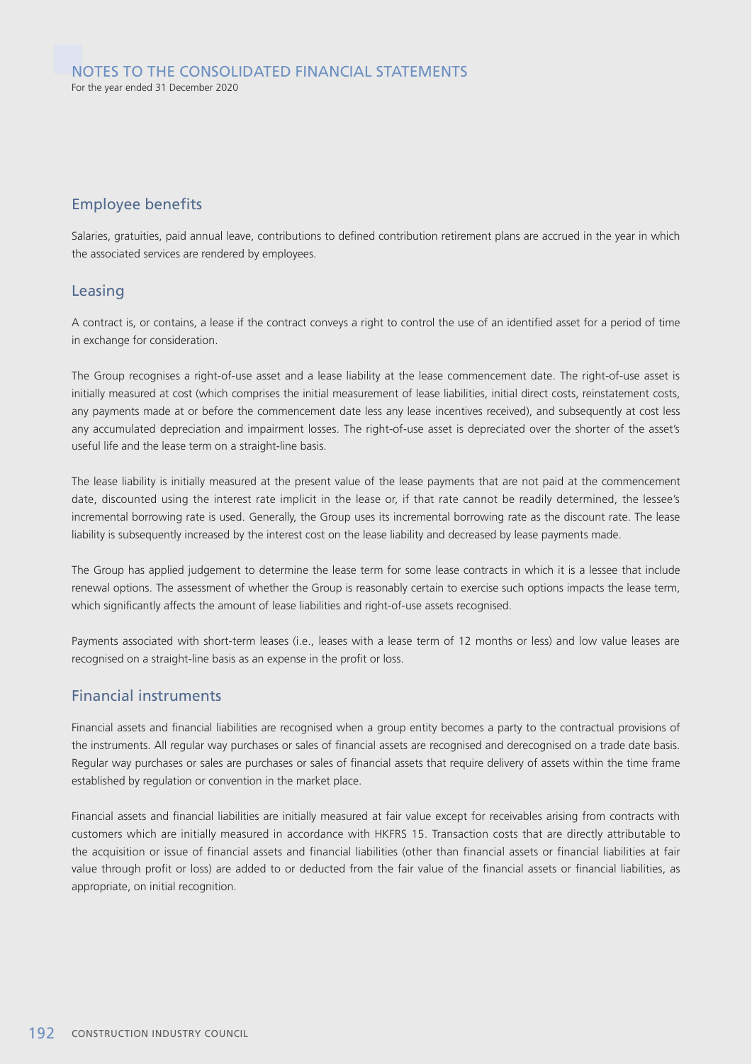## Employee benefits

Salaries, gratuities, paid annual leave, contributions to defined contribution retirement plans are accrued in the year in which the associated services are rendered by employees.

## Leasing

A contract is, or contains, a lease if the contract conveys a right to control the use of an identified asset for a period of time in exchange for consideration.

The Group recognises a right-of-use asset and a lease liability at the lease commencement date. The right-of-use asset is initially measured at cost (which comprises the initial measurement of lease liabilities, initial direct costs, reinstatement costs, any payments made at or before the commencement date less any lease incentives received), and subsequently at cost less any accumulated depreciation and impairment losses. The right-of-use asset is depreciated over the shorter of the asset's useful life and the lease term on a straight-line basis.

The lease liability is initially measured at the present value of the lease payments that are not paid at the commencement date, discounted using the interest rate implicit in the lease or, if that rate cannot be readily determined, the lessee's incremental borrowing rate is used. Generally, the Group uses its incremental borrowing rate as the discount rate. The lease liability is subsequently increased by the interest cost on the lease liability and decreased by lease payments made.

The Group has applied judgement to determine the lease term for some lease contracts in which it is a lessee that include renewal options. The assessment of whether the Group is reasonably certain to exercise such options impacts the lease term, which significantly affects the amount of lease liabilities and right-of-use assets recognised.

Payments associated with short-term leases (i.e., leases with a lease term of 12 months or less) and low value leases are recognised on a straight-line basis as an expense in the profit or loss.

## Financial instruments

Financial assets and financial liabilities are recognised when a group entity becomes a party to the contractual provisions of the instruments. All regular way purchases or sales of financial assets are recognised and derecognised on a trade date basis. Regular way purchases or sales are purchases or sales of financial assets that require delivery of assets within the time frame established by regulation or convention in the market place.

Financial assets and financial liabilities are initially measured at fair value except for receivables arising from contracts with customers which are initially measured in accordance with HKFRS 15. Transaction costs that are directly attributable to the acquisition or issue of financial assets and financial liabilities (other than financial assets or financial liabilities at fair value through profit or loss) are added to or deducted from the fair value of the financial assets or financial liabilities, as appropriate, on initial recognition.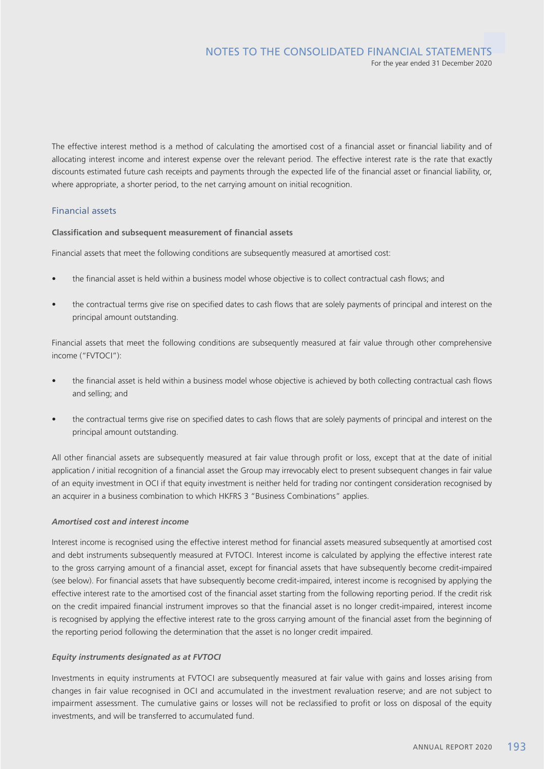The effective interest method is a method of calculating the amortised cost of a financial asset or financial liability and of allocating interest income and interest expense over the relevant period. The effective interest rate is the rate that exactly discounts estimated future cash receipts and payments through the expected life of the financial asset or financial liability, or, where appropriate, a shorter period, to the net carrying amount on initial recognition.

## Financial assets

**Classification and subsequent measurement of financial assets**

Financial assets that meet the following conditions are subsequently measured at amortised cost:

- the financial asset is held within a business model whose objective is to collect contractual cash flows; and
- the contractual terms give rise on specified dates to cash flows that are solely payments of principal and interest on the principal amount outstanding.

Financial assets that meet the following conditions are subsequently measured at fair value through other comprehensive income ("FVTOCI"):

- the financial asset is held within a business model whose objective is achieved by both collecting contractual cash flows and selling; and
- the contractual terms give rise on specified dates to cash flows that are solely payments of principal and interest on the principal amount outstanding.

All other financial assets are subsequently measured at fair value through profit or loss, except that at the date of initial application / initial recognition of a financial asset the Group may irrevocably elect to present subsequent changes in fair value of an equity investment in OCI if that equity investment is neither held for trading nor contingent consideration recognised by an acquirer in a business combination to which HKFRS 3 "Business Combinations" applies.

***Amortised cost and interest income***

Interest income is recognised using the effective interest method for financial assets measured subsequently at amortised cost and debt instruments subsequently measured at FVTOCI. Interest income is calculated by applying the effective interest rate to the gross carrying amount of a financial asset, except for financial assets that have subsequently become credit-impaired (see below). For financial assets that have subsequently become credit-impaired, interest income is recognised by applying the effective interest rate to the amortised cost of the financial asset starting from the following reporting period. If the credit risk on the credit impaired financial instrument improves so that the financial asset is no longer credit-impaired, interest income is recognised by applying the effective interest rate to the gross carrying amount of the financial asset from the beginning of the reporting period following the determination that the asset is no longer credit impaired.

***Equity instruments designated as at FVTOCI***

Investments in equity instruments at FVTOCI are subsequently measured at fair value with gains and losses arising from changes in fair value recognised in OCI and accumulated in the investment revaluation reserve; and are not subject to impairment assessment. The cumulative gains or losses will not be reclassified to profit or loss on disposal of the equity investments, and will be transferred to accumulated fund.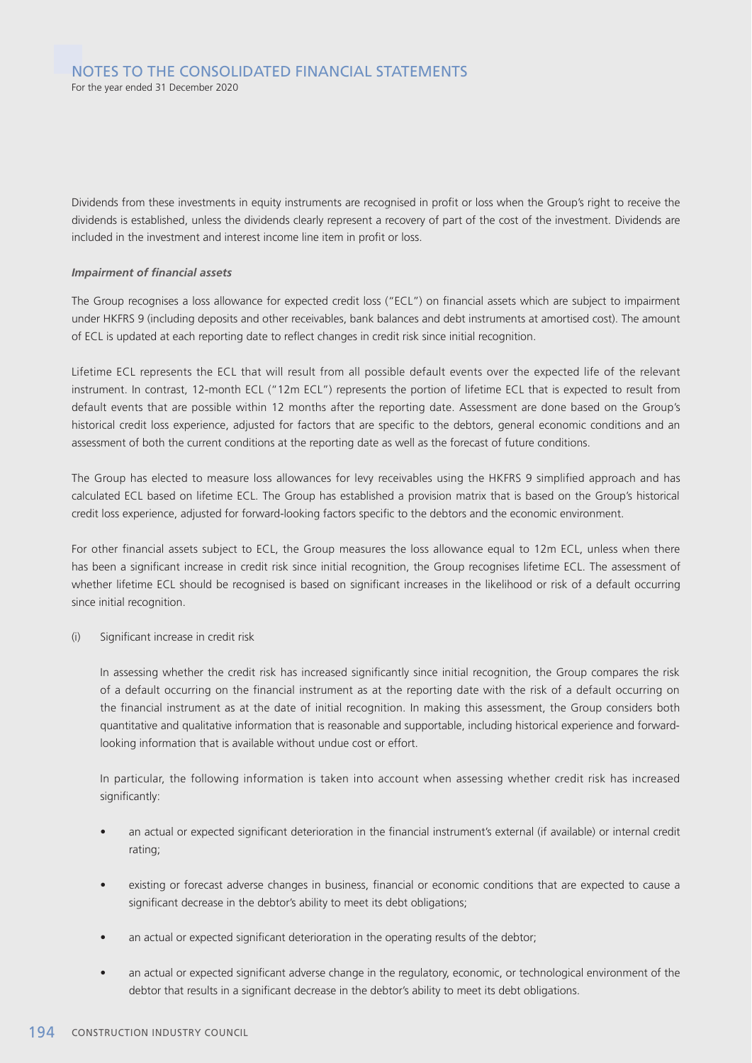Dividends from these investments in equity instruments are recognised in profit or loss when the Group's right to receive the dividends is established, unless the dividends clearly represent a recovery of part of the cost of the investment. Dividends are included in the investment and interest income line item in profit or loss.

***Impairment of financial assets***

The Group recognises a loss allowance for expected credit loss ("ECL") on financial assets which are subject to impairment under HKFRS 9 (including deposits and other receivables, bank balances and debt instruments at amortised cost). The amount of ECL is updated at each reporting date to reflect changes in credit risk since initial recognition.

Lifetime ECL represents the ECL that will result from all possible default events over the expected life of the relevant instrument. In contrast, 12-month ECL ("12m ECL") represents the portion of lifetime ECL that is expected to result from default events that are possible within 12 months after the reporting date. Assessment are done based on the Group's historical credit loss experience, adjusted for factors that are specific to the debtors, general economic conditions and an assessment of both the current conditions at the reporting date as well as the forecast of future conditions.

The Group has elected to measure loss allowances for levy receivables using the HKFRS 9 simplified approach and has calculated ECL based on lifetime ECL. The Group has established a provision matrix that is based on the Group's historical credit loss experience, adjusted for forward-looking factors specific to the debtors and the economic environment.

For other financial assets subject to ECL, the Group measures the loss allowance equal to 12m ECL, unless when there has been a significant increase in credit risk since initial recognition, the Group recognises lifetime ECL. The assessment of whether lifetime ECL should be recognised is based on significant increases in the likelihood or risk of a default occurring since initial recognition.

(i) Significant increase in credit risk

In assessing whether the credit risk has increased significantly since initial recognition, the Group compares the risk of a default occurring on the financial instrument as at the reporting date with the risk of a default occurring on the financial instrument as at the date of initial recognition. In making this assessment, the Group considers both quantitative and qualitative information that is reasonable and supportable, including historical experience and forward-looking information that is available without undue cost or effort.

In particular, the following information is taken into account when assessing whether credit risk has increased significantly:

- an actual or expected significant deterioration in the financial instrument's external (if available) or internal credit rating;
- existing or forecast adverse changes in business, financial or economic conditions that are expected to cause a significant decrease in the debtor's ability to meet its debt obligations;
- an actual or expected significant deterioration in the operating results of the debtor;
- an actual or expected significant adverse change in the regulatory, economic, or technological environment of the debtor that results in a significant decrease in the debtor's ability to meet its debt obligations.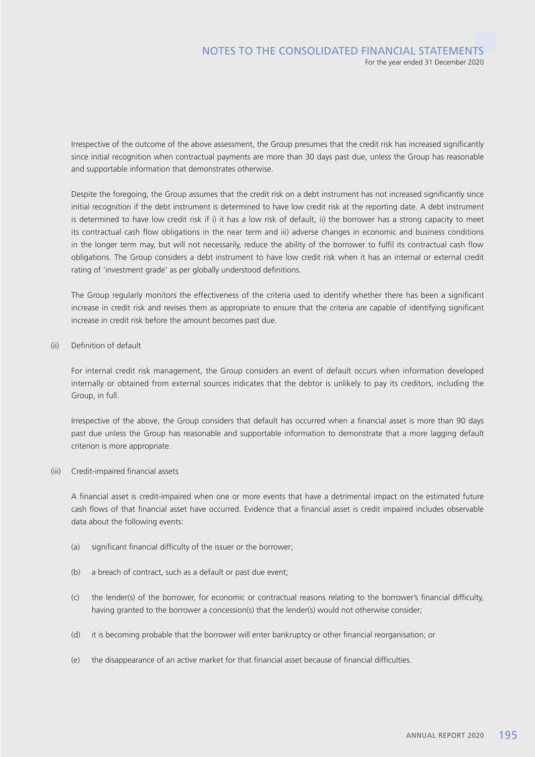Irrespective of the outcome of the above assessment, the Group presumes that the credit risk has increased significantly since initial recognition when contractual payments are more than 30 days past due, unless the Group has reasonable and supportable information that demonstrates otherwise.

Despite the foregoing, the Group assumes that the credit risk on a debt instrument has not increased significantly since initial recognition if the debt instrument is determined to have low credit risk at the reporting date. A debt instrument is determined to have low credit risk if i) it has a low risk of default, ii) the borrower has a strong capacity to meet its contractual cash flow obligations in the near term and iii) adverse changes in economic and business conditions in the longer term may, but will not necessarily, reduce the ability of the borrower to fulfil its contractual cash flow obligations. The Group considers a debt instrument to have low credit risk when it has an internal or external credit rating of 'investment grade' as per globally understood definitions.

The Group regularly monitors the effectiveness of the criteria used to identify whether there has been a significant increase in credit risk and revises them as appropriate to ensure that the criteria are capable of identifying significant increase in credit risk before the amount becomes past due.

(ii) Definition of default

For internal credit risk management, the Group considers an event of default occurs when information developed internally or obtained from external sources indicates that the debtor is unlikely to pay its creditors, including the Group, in full.

Irrespective of the above, the Group considers that default has occurred when a financial asset is more than 90 days past due unless the Group has reasonable and supportable information to demonstrate that a more lagging default criterion is more appropriate.

(iii) Credit-impaired financial assets

A financial asset is credit-impaired when one or more events that have a detrimental impact on the estimated future cash flows of that financial asset have occurred. Evidence that a financial asset is credit impaired includes observable data about the following events:

(a) significant financial difficulty of the issuer or the borrower;

(b) a breach of contract, such as a default or past due event;

(c) the lender(s) of the borrower, for economic or contractual reasons relating to the borrower's financial difficulty, having granted to the borrower a concession(s) that the lender(s) would not otherwise consider;

(d) it is becoming probable that the borrower will enter bankruptcy or other financial reorganisation; or

(e) the disappearance of an active market for that financial asset because of financial difficulties.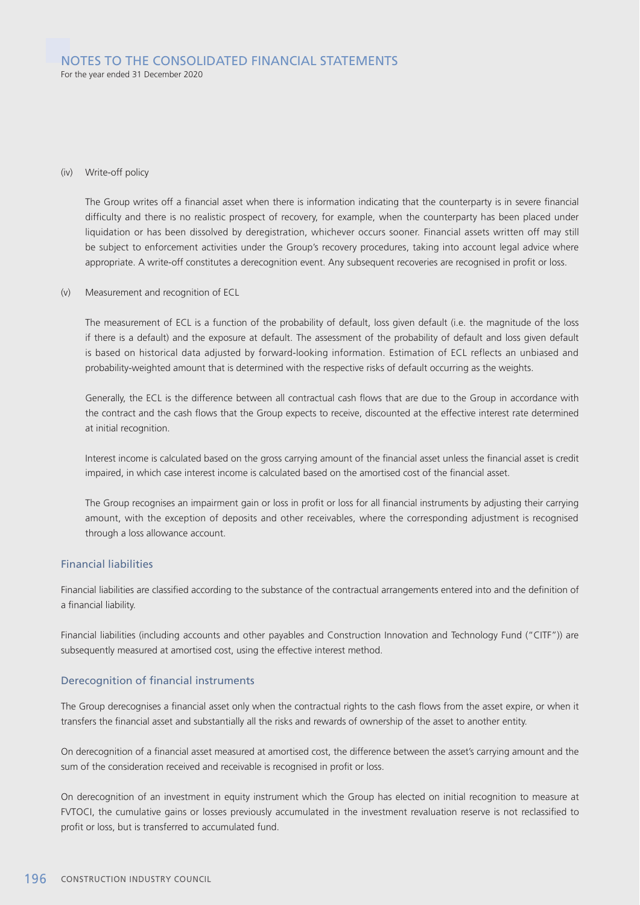(iv) Write-off policy

The Group writes off a financial asset when there is information indicating that the counterparty is in severe financial difficulty and there is no realistic prospect of recovery, for example, when the counterparty has been placed under liquidation or has been dissolved by deregistration, whichever occurs sooner. Financial assets written off may still be subject to enforcement activities under the Group's recovery procedures, taking into account legal advice where appropriate. A write-off constitutes a derecognition event. Any subsequent recoveries are recognised in profit or loss.

(v) Measurement and recognition of ECL

The measurement of ECL is a function of the probability of default, loss given default (i.e. the magnitude of the loss if there is a default) and the exposure at default. The assessment of the probability of default and loss given default is based on historical data adjusted by forward-looking information. Estimation of ECL reflects an unbiased and probability-weighted amount that is determined with the respective risks of default occurring as the weights.

Generally, the ECL is the difference between all contractual cash flows that are due to the Group in accordance with the contract and the cash flows that the Group expects to receive, discounted at the effective interest rate determined at initial recognition.

Interest income is calculated based on the gross carrying amount of the financial asset unless the financial asset is credit impaired, in which case interest income is calculated based on the amortised cost of the financial asset.

The Group recognises an impairment gain or loss in profit or loss for all financial instruments by adjusting their carrying amount, with the exception of deposits and other receivables, where the corresponding adjustment is recognised through a loss allowance account.

### Financial liabilities

Financial liabilities are classified according to the substance of the contractual arrangements entered into and the definition of a financial liability.

Financial liabilities (including accounts and other payables and Construction Innovation and Technology Fund ("CITF")) are subsequently measured at amortised cost, using the effective interest method.

### Derecognition of financial instruments

The Group derecognises a financial asset only when the contractual rights to the cash flows from the asset expire, or when it transfers the financial asset and substantially all the risks and rewards of ownership of the asset to another entity.

On derecognition of a financial asset measured at amortised cost, the difference between the asset's carrying amount and the sum of the consideration received and receivable is recognised in profit or loss.

On derecognition of an investment in equity instrument which the Group has elected on initial recognition to measure at FVTOCI, the cumulative gains or losses previously accumulated in the investment revaluation reserve is not reclassified to profit or loss, but is transferred to accumulated fund.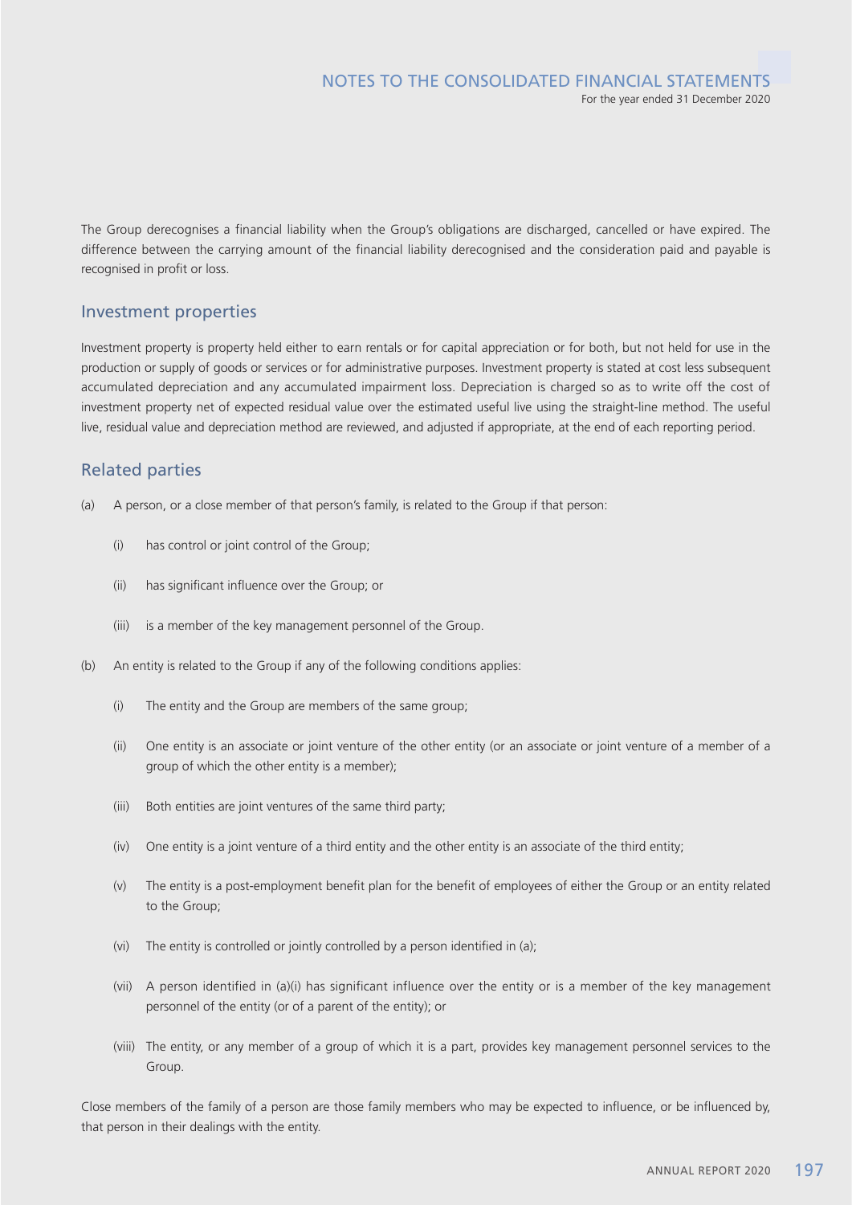The Group derecognises a financial liability when the Group's obligations are discharged, cancelled or have expired. The difference between the carrying amount of the financial liability derecognised and the consideration paid and payable is recognised in profit or loss.

## Investment properties

Investment property is property held either to earn rentals or for capital appreciation or for both, but not held for use in the production or supply of goods or services or for administrative purposes. Investment property is stated at cost less subsequent accumulated depreciation and any accumulated impairment loss. Depreciation is charged so as to write off the cost of investment property net of expected residual value over the estimated useful live using the straight-line method. The useful live, residual value and depreciation method are reviewed, and adjusted if appropriate, at the end of each reporting period.

## Related parties

(a) A person, or a close member of that person's family, is related to the Group if that person:

  (i) has control or joint control of the Group;

  (ii) has significant influence over the Group; or

  (iii) is a member of the key management personnel of the Group.

(b) An entity is related to the Group if any of the following conditions applies:

  (i) The entity and the Group are members of the same group;

  (ii) One entity is an associate or joint venture of the other entity (or an associate or joint venture of a member of a group of which the other entity is a member);

  (iii) Both entities are joint ventures of the same third party;

  (iv) One entity is a joint venture of a third entity and the other entity is an associate of the third entity;

  (v) The entity is a post-employment benefit plan for the benefit of employees of either the Group or an entity related to the Group;

  (vi) The entity is controlled or jointly controlled by a person identified in (a);

  (vii) A person identified in (a)(i) has significant influence over the entity or is a member of the key management personnel of the entity (or of a parent of the entity); or

  (viii) The entity, or any member of a group of which it is a part, provides key management personnel services to the Group.

Close members of the family of a person are those family members who may be expected to influence, or be influenced by, that person in their dealings with the entity.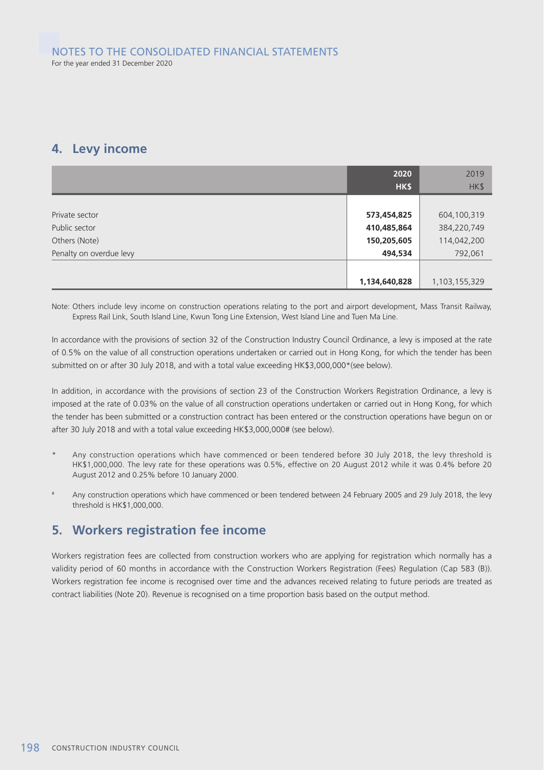## 4. Levy income

| | **2020 HK$** | 2019 HK$ |
|---|---|---|
| Private sector | **573,454,825** | 604,100,319 |
| Public sector | **410,485,864** | 384,220,749 |
| Others (Note) | **150,205,605** | 114,042,200 |
| Penalty on overdue levy | **494,534** | 792,061 |
| | **1,134,640,828** | 1,103,155,329 |

Note: Others include levy income on construction operations relating to the port and airport development, Mass Transit Railway, Express Rail Link, South Island Line, Kwun Tong Line Extension, West Island Line and Tuen Ma Line.

In accordance with the provisions of section 32 of the Construction Industry Council Ordinance, a levy is imposed at the rate of 0.5% on the value of all construction operations undertaken or carried out in Hong Kong, for which the tender has been submitted on or after 30 July 2018, and with a total value exceeding HK$3,000,000*(see below).

In addition, in accordance with the provisions of section 23 of the Construction Workers Registration Ordinance, a levy is imposed at the rate of 0.03% on the value of all construction operations undertaken or carried out in Hong Kong, for which the tender has been submitted or a construction contract has been entered or the construction operations have begun on or after 30 July 2018 and with a total value exceeding HK$3,000,000# (see below).

\* Any construction operations which have commenced or been tendered before 30 July 2018, the levy threshold is HK$1,000,000. The levy rate for these operations was 0.5%, effective on 20 August 2012 while it was 0.4% before 20 August 2012 and 0.25% before 10 January 2000.

\# Any construction operations which have commenced or been tendered between 24 February 2005 and 29 July 2018, the levy threshold is HK$1,000,000.

## 5. Workers registration fee income

Workers registration fees are collected from construction workers who are applying for registration which normally has a validity period of 60 months in accordance with the Construction Workers Registration (Fees) Regulation (Cap 583 (B)). Workers registration fee income is recognised over time and the advances received relating to future periods are treated as contract liabilities (Note 20). Revenue is recognised on a time proportion basis based on the output method.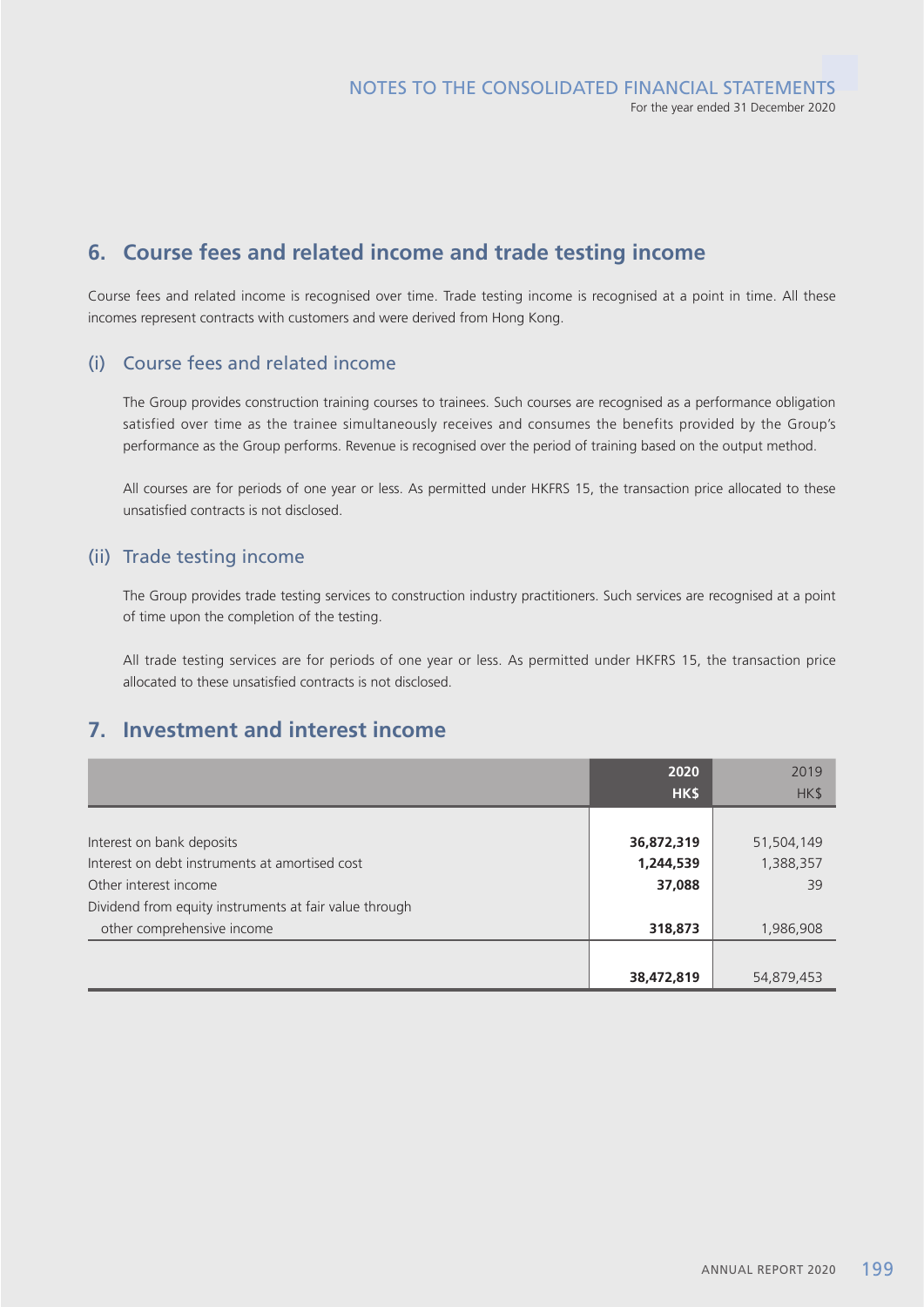## 6. Course fees and related income and trade testing income

Course fees and related income is recognised over time. Trade testing income is recognised at a point in time. All these incomes represent contracts with customers and were derived from Hong Kong.

### (i) Course fees and related income

The Group provides construction training courses to trainees. Such courses are recognised as a performance obligation satisfied over time as the trainee simultaneously receives and consumes the benefits provided by the Group's performance as the Group performs. Revenue is recognised over the period of training based on the output method.

All courses are for periods of one year or less. As permitted under HKFRS 15, the transaction price allocated to these unsatisfied contracts is not disclosed.

### (ii) Trade testing income

The Group provides trade testing services to construction industry practitioners. Such services are recognised at a point of time upon the completion of the testing.

All trade testing services are for periods of one year or less. As permitted under HKFRS 15, the transaction price allocated to these unsatisfied contracts is not disclosed.

## 7. Investment and interest income

| | **2020**<br>**HK$** | 2019<br>HK$ |
|---|---|---|
| Interest on bank deposits | **36,872,319** | 51,504,149 |
| Interest on debt instruments at amortised cost | **1,244,539** | 1,388,357 |
| Other interest income | **37,088** | 39 |
| Dividend from equity instruments at fair value through other comprehensive income | **318,873** | 1,986,908 |
| | **38,472,819** | 54,879,453 |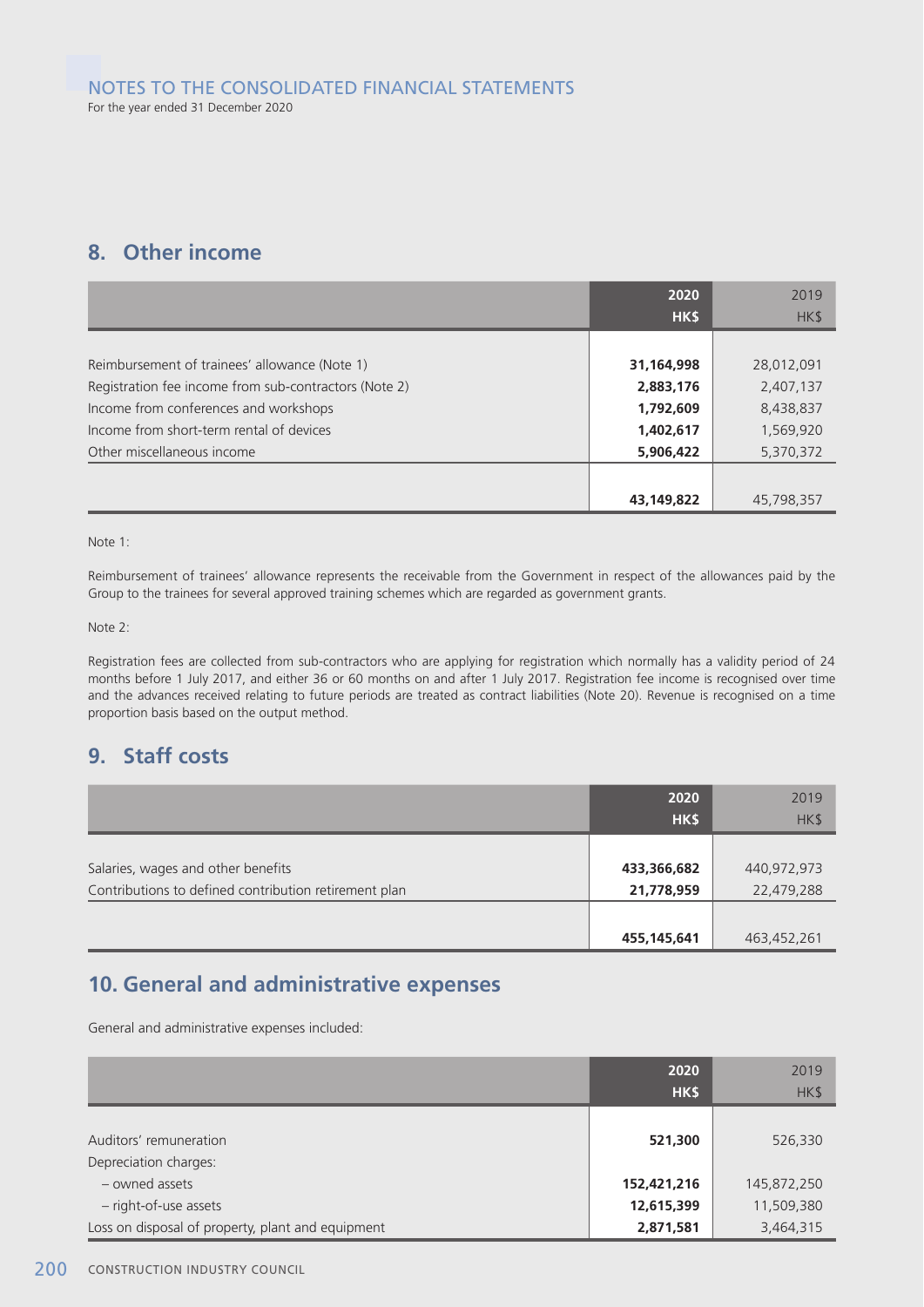NOTES TO THE CONSOLIDATED FINANCIAL STATEMENTS

For the year ended 31 December 2020

## 8. Other income

| | **2020** **HK$** | 2019 HK$ |
|---|---|---|
| Reimbursement of trainees' allowance (Note 1) | **31,164,998** | 28,012,091 |
| Registration fee income from sub-contractors (Note 2) | **2,883,176** | 2,407,137 |
| Income from conferences and workshops | **1,792,609** | 8,438,837 |
| Income from short-term rental of devices | **1,402,617** | 1,569,920 |
| Other miscellaneous income | **5,906,422** | 5,370,372 |
| | **43,149,822** | 45,798,357 |

Note 1:

Reimbursement of trainees' allowance represents the receivable from the Government in respect of the allowances paid by the Group to the trainees for several approved training schemes which are regarded as government grants.

Note 2:

Registration fees are collected from sub-contractors who are applying for registration which normally has a validity period of 24 months before 1 July 2017, and either 36 or 60 months on and after 1 July 2017. Registration fee income is recognised over time and the advances received relating to future periods are treated as contract liabilities (Note 20). Revenue is recognised on a time proportion basis based on the output method.

## 9. Staff costs

| | **2020** **HK$** | 2019 HK$ |
|---|---|---|
| Salaries, wages and other benefits | **433,366,682** | 440,972,973 |
| Contributions to defined contribution retirement plan | **21,778,959** | 22,479,288 |
| | **455,145,641** | 463,452,261 |

## 10. General and administrative expenses

General and administrative expenses included:

| | **2020** **HK$** | 2019 HK$ |
|---|---|---|
| Auditors' remuneration | **521,300** | 526,330 |
| Depreciation charges: | | |
| – owned assets | **152,421,216** | 145,872,250 |
| – right-of-use assets | **12,615,399** | 11,509,380 |
| Loss on disposal of property, plant and equipment | **2,871,581** | 3,464,315 |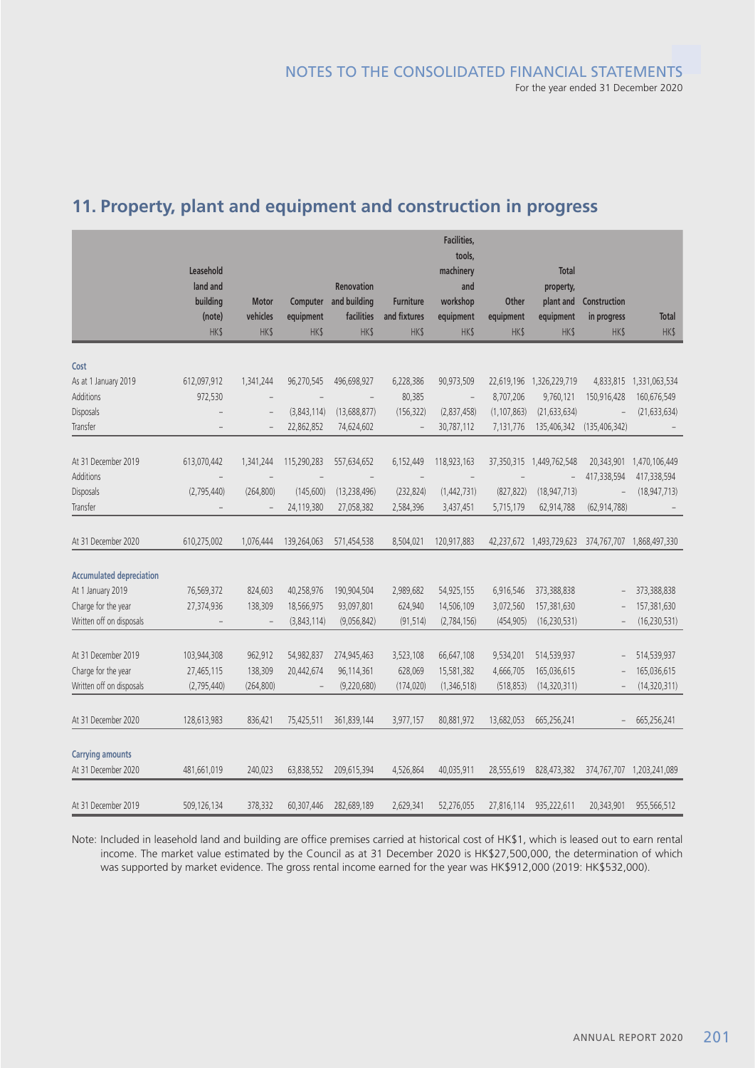## 11. Property, plant and equipment and construction in progress

| | Leasehold land and building (note) | Motor vehicles | Computer equipment | Renovation and building facilities | Furniture and fixtures | Facilities, tools, machinery and workshop equipment | Other equipment | Total property, plant and equipment | Construction in progress | Total |
|---|---|---|---|---|---|---|---|---|---|---|
| | HK$ | HK$ | HK$ | HK$ | HK$ | HK$ | HK$ | HK$ | HK$ | HK$ |
| **Cost** | | | | | | | | | | |
| As at 1 January 2019 | 612,097,912 | 1,341,244 | 96,270,545 | 496,698,927 | 6,228,386 | 90,973,509 | 22,619,196 | 1,326,229,719 | 4,833,815 | 1,331,063,534 |
| Additions | 972,530 | – | – | – | 80,385 | – | 8,707,206 | 9,760,121 | 150,916,428 | 160,676,549 |
| Disposals | – | – | (3,843,114) | (13,688,877) | (156,322) | (2,837,458) | (1,107,863) | (21,633,634) | – | (21,633,634) |
| Transfer | – | – | 22,862,852 | 74,624,602 | – | 30,787,112 | 7,131,776 | 135,406,342 | (135,406,342) | – |
| At 31 December 2019 | 613,070,442 | 1,341,244 | 115,290,283 | 557,634,652 | 6,152,449 | 118,923,163 | 37,350,315 | 1,449,762,548 | 20,343,901 | 1,470,106,449 |
| Additions | – | – | – | – | – | – | – | – | 417,338,594 | 417,338,594 |
| Disposals | (2,795,440) | (264,800) | (145,600) | (13,238,496) | (232,824) | (1,442,731) | (827,822) | (18,947,713) | – | (18,947,713) |
| Transfer | – | – | 24,119,380 | 27,058,382 | 2,584,396 | 3,437,451 | 5,715,179 | 62,914,788 | (62,914,788) | – |
| At 31 December 2020 | 610,275,002 | 1,076,444 | 139,264,063 | 571,454,538 | 8,504,021 | 120,917,883 | 42,237,672 | 1,493,729,623 | 374,767,707 | 1,868,497,330 |
| **Accumulated depreciation** | | | | | | | | | | |
| At 1 January 2019 | 76,569,372 | 824,603 | 40,258,976 | 190,904,504 | 2,989,682 | 54,925,155 | 6,916,546 | 373,388,838 | – | 373,388,838 |
| Charge for the year | 27,374,936 | 138,309 | 18,566,975 | 93,097,801 | 624,940 | 14,506,109 | 3,072,560 | 157,381,630 | – | 157,381,630 |
| Written off on disposals | – | – | (3,843,114) | (9,056,842) | (91,514) | (2,784,156) | (454,905) | (16,230,531) | – | (16,230,531) |
| At 31 December 2019 | 103,944,308 | 962,912 | 54,982,837 | 274,945,463 | 3,523,108 | 66,647,108 | 9,534,201 | 514,539,937 | – | 514,539,937 |
| Charge for the year | 27,465,115 | 138,309 | 20,442,674 | 96,114,361 | 628,069 | 15,581,382 | 4,666,705 | 165,036,615 | – | 165,036,615 |
| Written off on disposals | (2,795,440) | (264,800) | – | (9,220,680) | (174,020) | (1,346,518) | (518,853) | (14,320,311) | – | (14,320,311) |
| At 31 December 2020 | 128,613,983 | 836,421 | 75,425,511 | 361,839,144 | 3,977,157 | 80,881,972 | 13,682,053 | 665,256,241 | – | 665,256,241 |
| **Carrying amounts** | | | | | | | | | | |
| At 31 December 2020 | 481,661,019 | 240,023 | 63,838,552 | 209,615,394 | 4,526,864 | 40,035,911 | 28,555,619 | 828,473,382 | 374,767,707 | 1,203,241,089 |
| At 31 December 2019 | 509,126,134 | 378,332 | 60,307,446 | 282,689,189 | 2,629,341 | 52,276,055 | 27,816,114 | 935,222,611 | 20,343,901 | 955,566,512 |

Note: Included in leasehold land and building are office premises carried at historical cost of HK$1, which is leased out to earn rental income. The market value estimated by the Council as at 31 December 2020 is HK$27,500,000, the determination of which was supported by market evidence. The gross rental income earned for the year was HK$912,000 (2019: HK$532,000).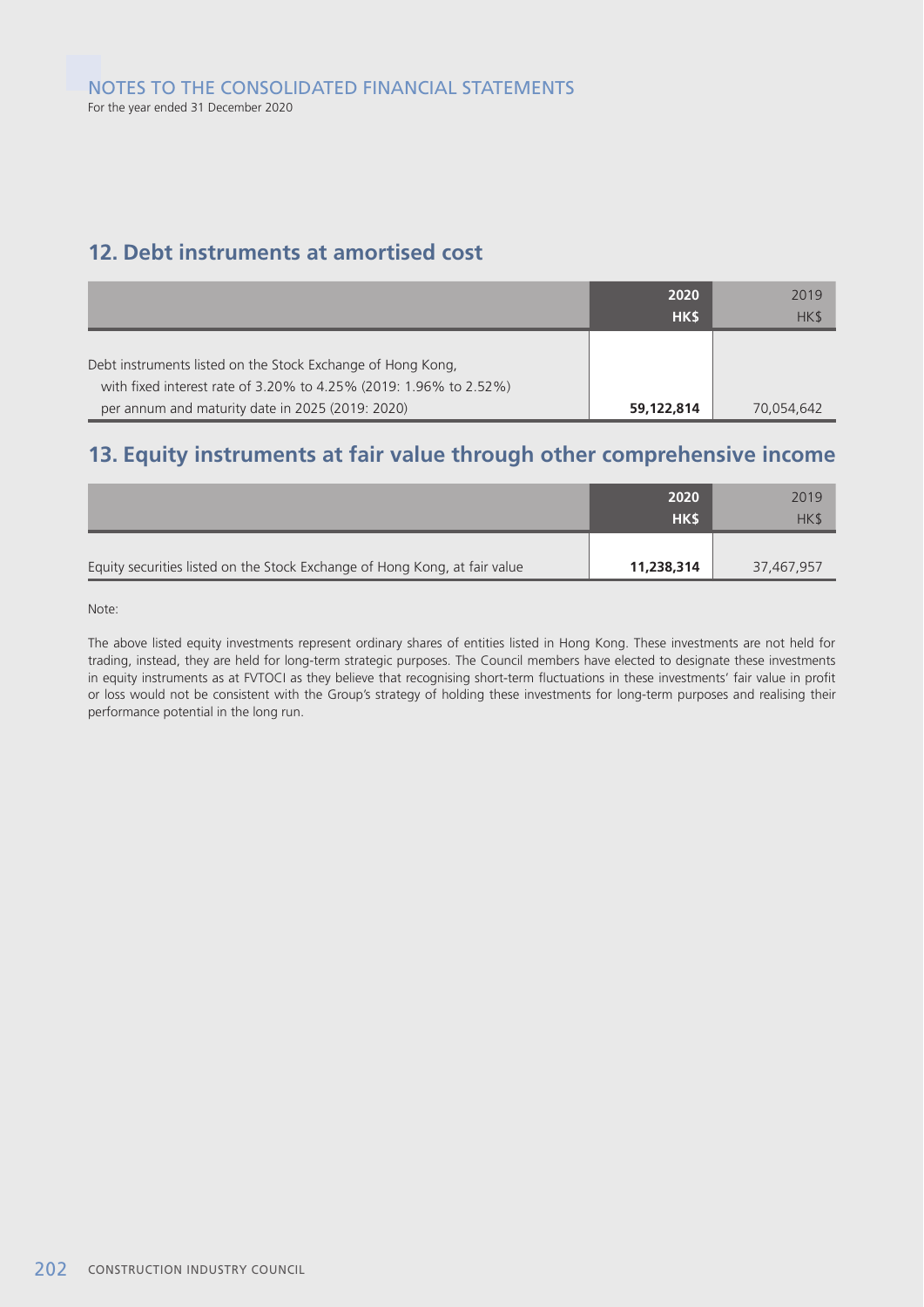## 12. Debt instruments at amortised cost

| | 2020<br>HK$ | 2019<br>HK$ |
|---|---|---|
| Debt instruments listed on the Stock Exchange of Hong Kong, with fixed interest rate of 3.20% to 4.25% (2019: 1.96% to 2.52%) per annum and maturity date in 2025 (2019: 2020) | **59,122,814** | 70,054,642 |

## 13. Equity instruments at fair value through other comprehensive income

| | 2020<br>HK$ | 2019<br>HK$ |
|---|---|---|
| Equity securities listed on the Stock Exchange of Hong Kong, at fair value | **11,238,314** | 37,467,957 |

Note:

The above listed equity investments represent ordinary shares of entities listed in Hong Kong. These investments are not held for trading, instead, they are held for long-term strategic purposes. The Council members have elected to designate these investments in equity instruments as at FVTOCI as they believe that recognising short-term fluctuations in these investments' fair value in profit or loss would not be consistent with the Group's strategy of holding these investments for long-term purposes and realising their performance potential in the long run.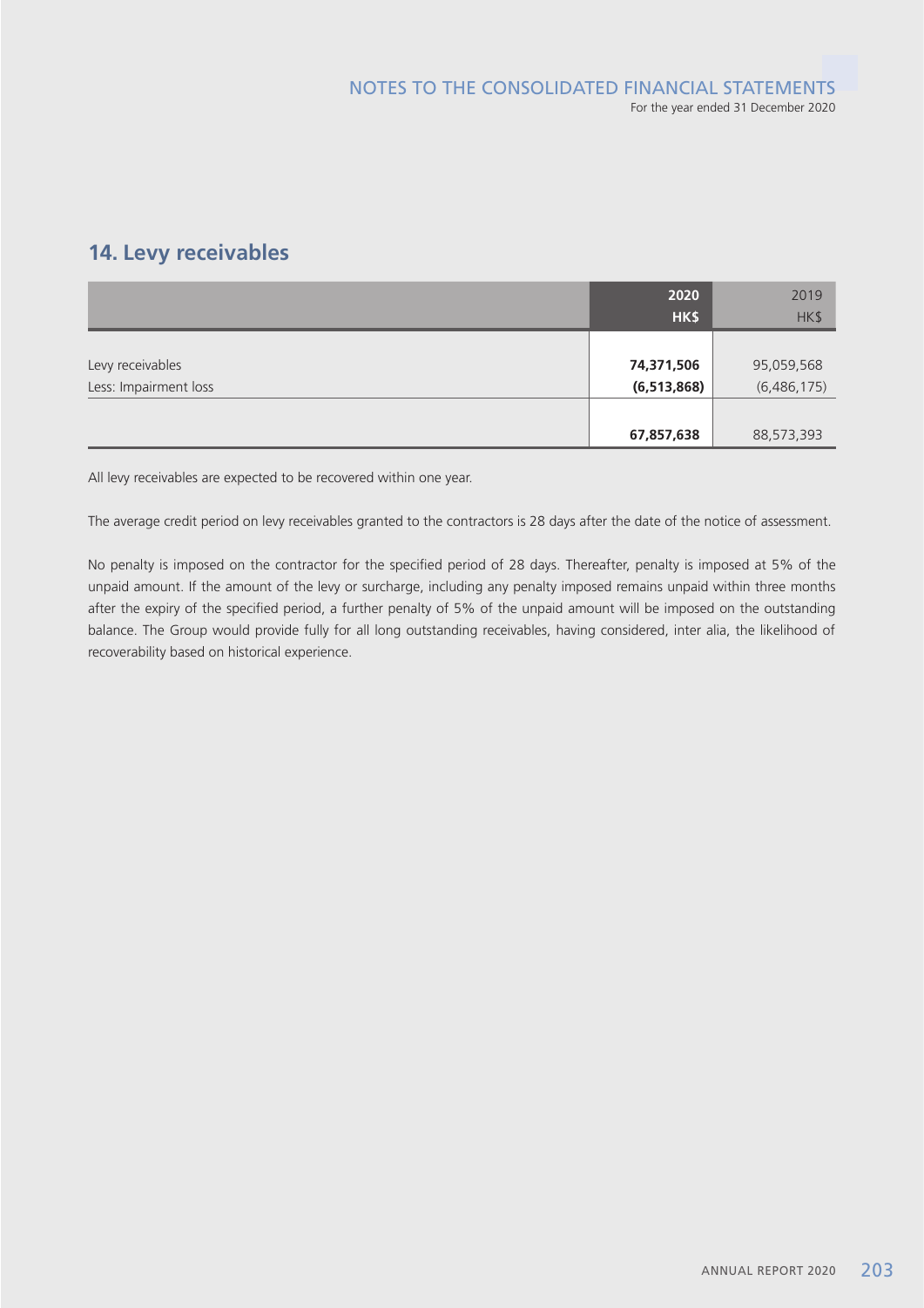## 14. Levy receivables

| | **2020** | 2019 |
|---|---|---|
| | **HK$** | HK$ |
| Levy receivables | **74,371,506** | 95,059,568 |
| Less: Impairment loss | **(6,513,868)** | (6,486,175) |
| | **67,857,638** | 88,573,393 |

All levy receivables are expected to be recovered within one year.

The average credit period on levy receivables granted to the contractors is 28 days after the date of the notice of assessment.

No penalty is imposed on the contractor for the specified period of 28 days. Thereafter, penalty is imposed at 5% of the unpaid amount. If the amount of the levy or surcharge, including any penalty imposed remains unpaid within three months after the expiry of the specified period, a further penalty of 5% of the unpaid amount will be imposed on the outstanding balance. The Group would provide fully for all long outstanding receivables, having considered, inter alia, the likelihood of recoverability based on historical experience.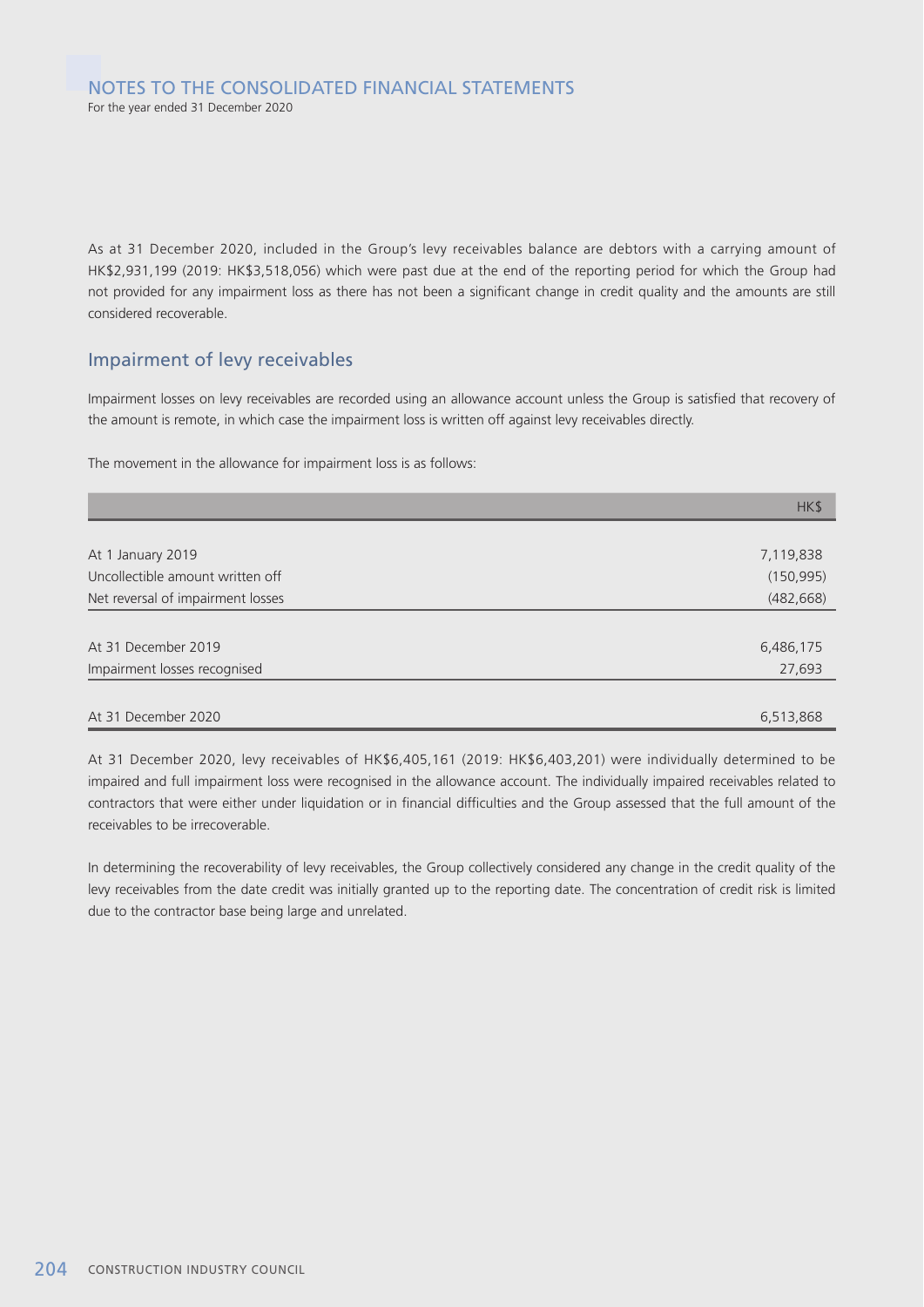As at 31 December 2020, included in the Group's levy receivables balance are debtors with a carrying amount of HK$2,931,199 (2019: HK$3,518,056) which were past due at the end of the reporting period for which the Group had not provided for any impairment loss as there has not been a significant change in credit quality and the amounts are still considered recoverable.

## Impairment of levy receivables

Impairment losses on levy receivables are recorded using an allowance account unless the Group is satisfied that recovery of the amount is remote, in which case the impairment loss is written off against levy receivables directly.

The movement in the allowance for impairment loss is as follows:

| | HK$ |
|---|---|
| At 1 January 2019 | 7,119,838 |
| Uncollectible amount written off | (150,995) |
| Net reversal of impairment losses | (482,668) |
| At 31 December 2019 | 6,486,175 |
| Impairment losses recognised | 27,693 |
| At 31 December 2020 | 6,513,868 |

At 31 December 2020, levy receivables of HK$6,405,161 (2019: HK$6,403,201) were individually determined to be impaired and full impairment loss were recognised in the allowance account. The individually impaired receivables related to contractors that were either under liquidation or in financial difficulties and the Group assessed that the full amount of the receivables to be irrecoverable.

In determining the recoverability of levy receivables, the Group collectively considered any change in the credit quality of the levy receivables from the date credit was initially granted up to the reporting date. The concentration of credit risk is limited due to the contractor base being large and unrelated.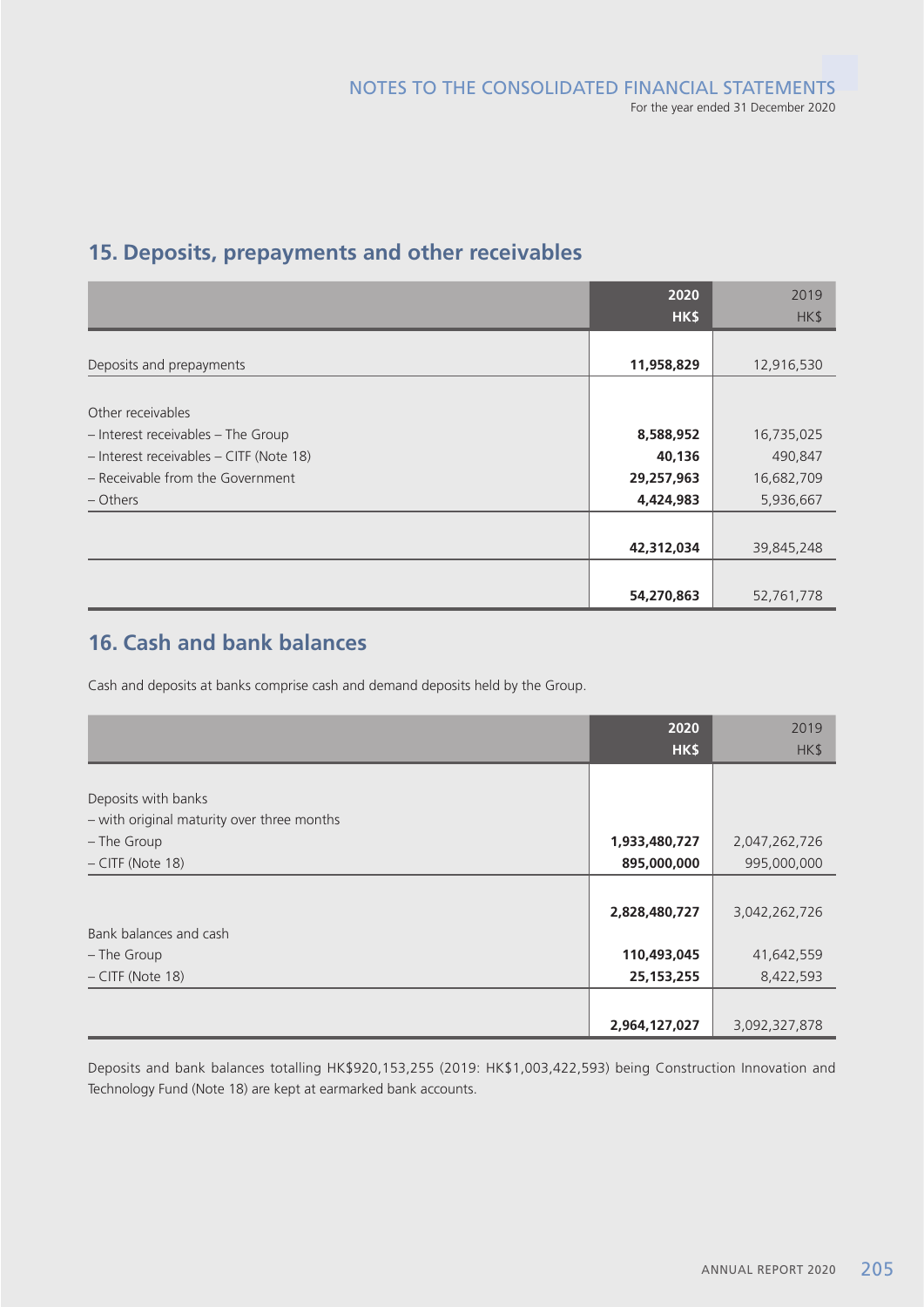## 15. Deposits, prepayments and other receivables

| | 2020<br>HK$ | 2019<br>HK$ |
|---|---|---|
| Deposits and prepayments | **11,958,829** | 12,916,530 |
| Other receivables | | |
| – Interest receivables – The Group | **8,588,952** | 16,735,025 |
| – Interest receivables – CITF (Note 18) | **40,136** | 490,847 |
| – Receivable from the Government | **29,257,963** | 16,682,709 |
| – Others | **4,424,983** | 5,936,667 |
| | **42,312,034** | 39,845,248 |
| | **54,270,863** | 52,761,778 |

## 16. Cash and bank balances

Cash and deposits at banks comprise cash and demand deposits held by the Group.

| | 2020<br>HK$ | 2019<br>HK$ |
|---|---|---|
| Deposits with banks | | |
| – with original maturity over three months | | |
| – The Group | **1,933,480,727** | 2,047,262,726 |
| – CITF (Note 18) | **895,000,000** | 995,000,000 |
| | **2,828,480,727** | 3,042,262,726 |
| Bank balances and cash | | |
| – The Group | **110,493,045** | 41,642,559 |
| – CITF (Note 18) | **25,153,255** | 8,422,593 |
| | **2,964,127,027** | 3,092,327,878 |

Deposits and bank balances totalling HK$920,153,255 (2019: HK$1,003,422,593) being Construction Innovation and Technology Fund (Note 18) are kept at earmarked bank accounts.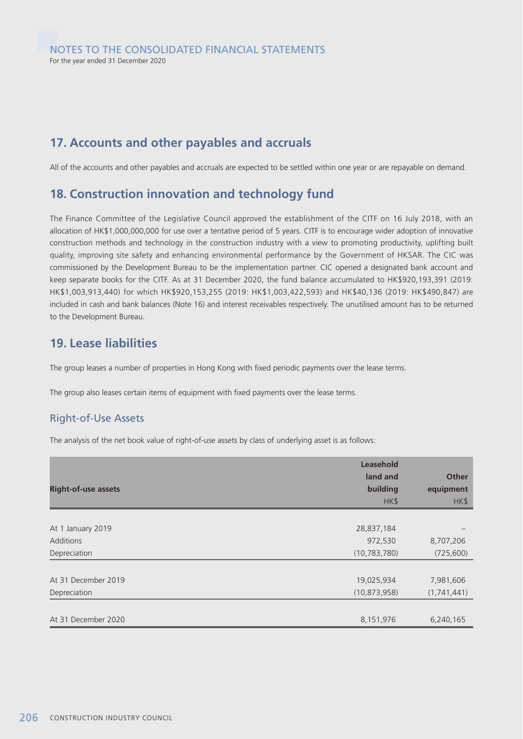## 17. Accounts and other payables and accruals

All of the accounts and other payables and accruals are expected to be settled within one year or are repayable on demand.

## 18. Construction innovation and technology fund

The Finance Committee of the Legislative Council approved the establishment of the CITF on 16 July 2018, with an allocation of HK$1,000,000,000 for use over a tentative period of 5 years. CITF is to encourage wider adoption of innovative construction methods and technology in the construction industry with a view to promoting productivity, uplifting built quality, improving site safety and enhancing environmental performance by the Government of HKSAR. The CIC was commissioned by the Development Bureau to be the implementation partner. CIC opened a designated bank account and keep separate books for the CITF. As at 31 December 2020, the fund balance accumulated to HK$920,193,391 (2019: HK$1,003,913,440) for which HK$920,153,255 (2019: HK$1,003,422,593) and HK$40,136 (2019: HK$490,847) are included in cash and bank balances (Note 16) and interest receivables respectively. The unutilised amount has to be returned to the Development Bureau.

## 19. Lease liabilities

The group leases a number of properties in Hong Kong with fixed periodic payments over the lease terms.

The group also leases certain items of equipment with fixed payments over the lease terms.

### Right-of-Use Assets

The analysis of the net book value of right-of-use assets by class of underlying asset is as follows:

| Right-of-use assets | Leasehold land and building HK$ | Other equipment HK$ |
|---|---|---|
| At 1 January 2019 | 28,837,184 | – |
| Additions | 972,530 | 8,707,206 |
| Depreciation | (10,783,780) | (725,600) |
| At 31 December 2019 | 19,025,934 | 7,981,606 |
| Depreciation | (10,873,958) | (1,741,441) |
| At 31 December 2020 | 8,151,976 | 6,240,165 |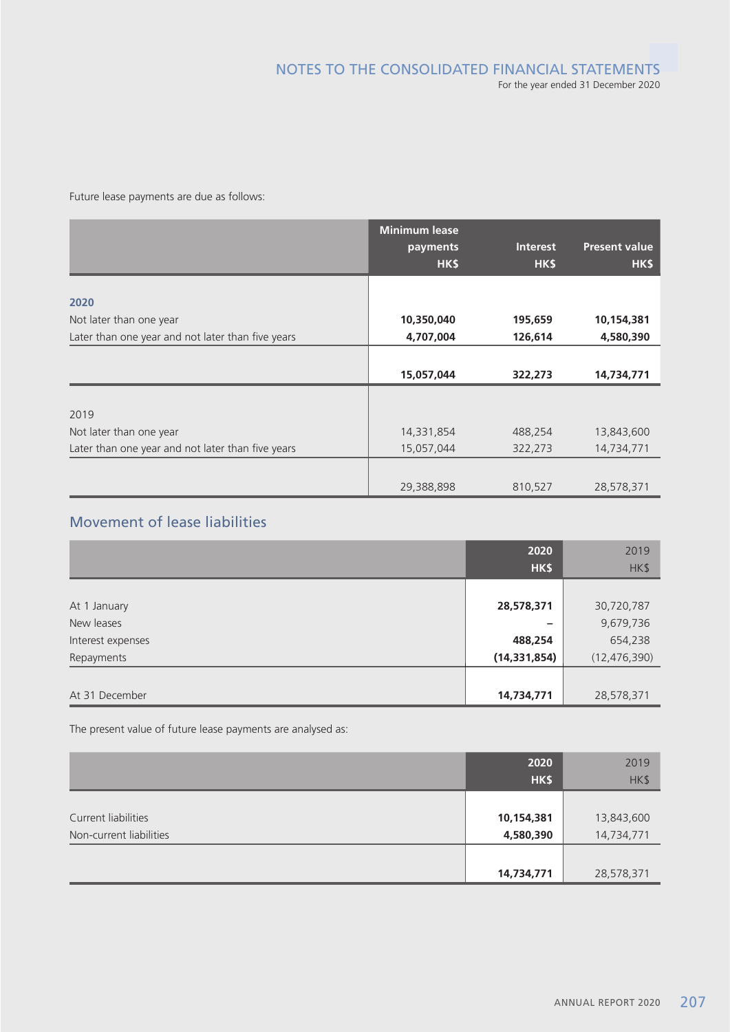Future lease payments are due as follows:

| | Minimum lease payments HK$ | Interest HK$ | Present value HK$ |
|---|---|---|---|
| **2020** | | | |
| Not later than one year | **10,350,040** | **195,659** | **10,154,381** |
| Later than one year and not later than five years | **4,707,004** | **126,614** | **4,580,390** |
| | **15,057,044** | **322,273** | **14,734,771** |
| 2019 | | | |
| Not later than one year | 14,331,854 | 488,254 | 13,843,600 |
| Later than one year and not later than five years | 15,057,044 | 322,273 | 14,734,771 |
| | 29,388,898 | 810,527 | 28,578,371 |

## Movement of lease liabilities

| | 2020 HK$ | 2019 HK$ |
|---|---|---|
| At 1 January | **28,578,371** | 30,720,787 |
| New leases | **–** | 9,679,736 |
| Interest expenses | **488,254** | 654,238 |
| Repayments | **(14,331,854)** | (12,476,390) |
| At 31 December | **14,734,771** | 28,578,371 |

The present value of future lease payments are analysed as:

| | 2020 HK$ | 2019 HK$ |
|---|---|---|
| Current liabilities | **10,154,381** | 13,843,600 |
| Non-current liabilities | **4,580,390** | 14,734,771 |
| | **14,734,771** | 28,578,371 |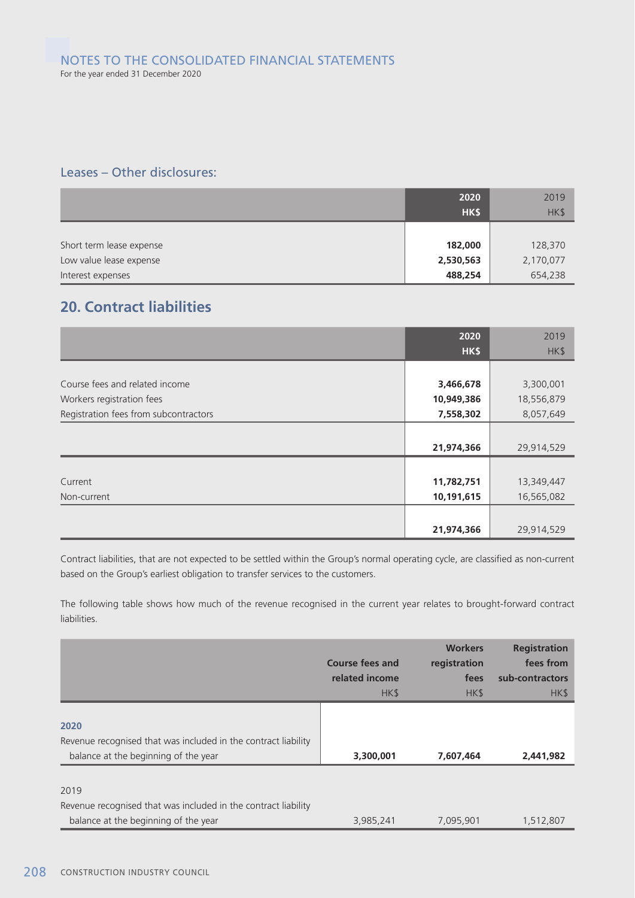### Leases – Other disclosures:

| | 2020<br>HK$ | 2019<br>HK$ |
|---|---|---|
| Short term lease expense | **182,000** | 128,370 |
| Low value lease expense | **2,530,563** | 2,170,077 |
| Interest expenses | **488,254** | 654,238 |

## 20. Contract liabilities

| | 2020<br>HK$ | 2019<br>HK$ |
|---|---|---|
| Course fees and related income | **3,466,678** | 3,300,001 |
| Workers registration fees | **10,949,386** | 18,556,879 |
| Registration fees from subcontractors | **7,558,302** | 8,057,649 |
| | **21,974,366** | 29,914,529 |
| Current | **11,782,751** | 13,349,447 |
| Non-current | **10,191,615** | 16,565,082 |
| | **21,974,366** | 29,914,529 |

Contract liabilities, that are not expected to be settled within the Group's normal operating cycle, are classified as non-current based on the Group's earliest obligation to transfer services to the customers.

The following table shows how much of the revenue recognised in the current year relates to brought-forward contract liabilities.

| | Course fees and related income<br>HK$ | Workers registration fees<br>HK$ | Registration fees from sub-contractors<br>HK$ |
|---|---|---|---|
| **2020** | | | |
| Revenue recognised that was included in the contract liability balance at the beginning of the year | **3,300,001** | **7,607,464** | **2,441,982** |
| 2019 | | | |
| Revenue recognised that was included in the contract liability balance at the beginning of the year | 3,985,241 | 7,095,901 | 1,512,807 |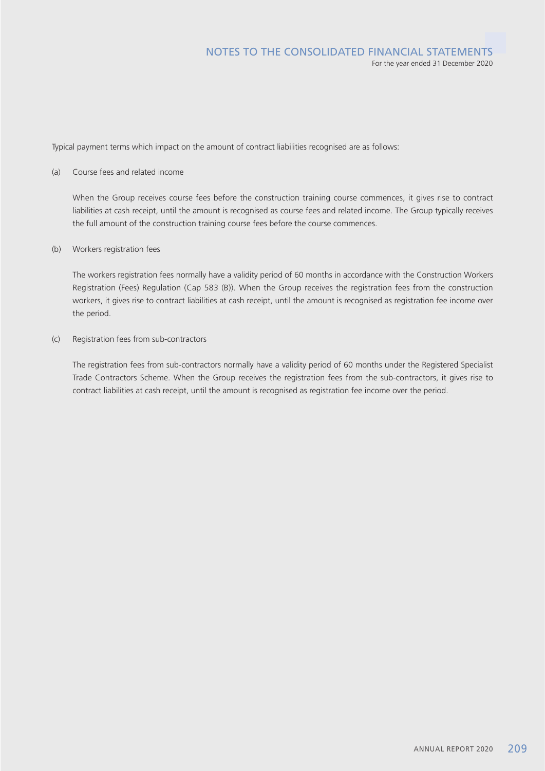Typical payment terms which impact on the amount of contract liabilities recognised are as follows:

(a) Course fees and related income

When the Group receives course fees before the construction training course commences, it gives rise to contract liabilities at cash receipt, until the amount is recognised as course fees and related income. The Group typically receives the full amount of the construction training course fees before the course commences.

(b) Workers registration fees

The workers registration fees normally have a validity period of 60 months in accordance with the Construction Workers Registration (Fees) Regulation (Cap 583 (B)). When the Group receives the registration fees from the construction workers, it gives rise to contract liabilities at cash receipt, until the amount is recognised as registration fee income over the period.

(c) Registration fees from sub-contractors

The registration fees from sub-contractors normally have a validity period of 60 months under the Registered Specialist Trade Contractors Scheme. When the Group receives the registration fees from the sub-contractors, it gives rise to contract liabilities at cash receipt, until the amount is recognised as registration fee income over the period.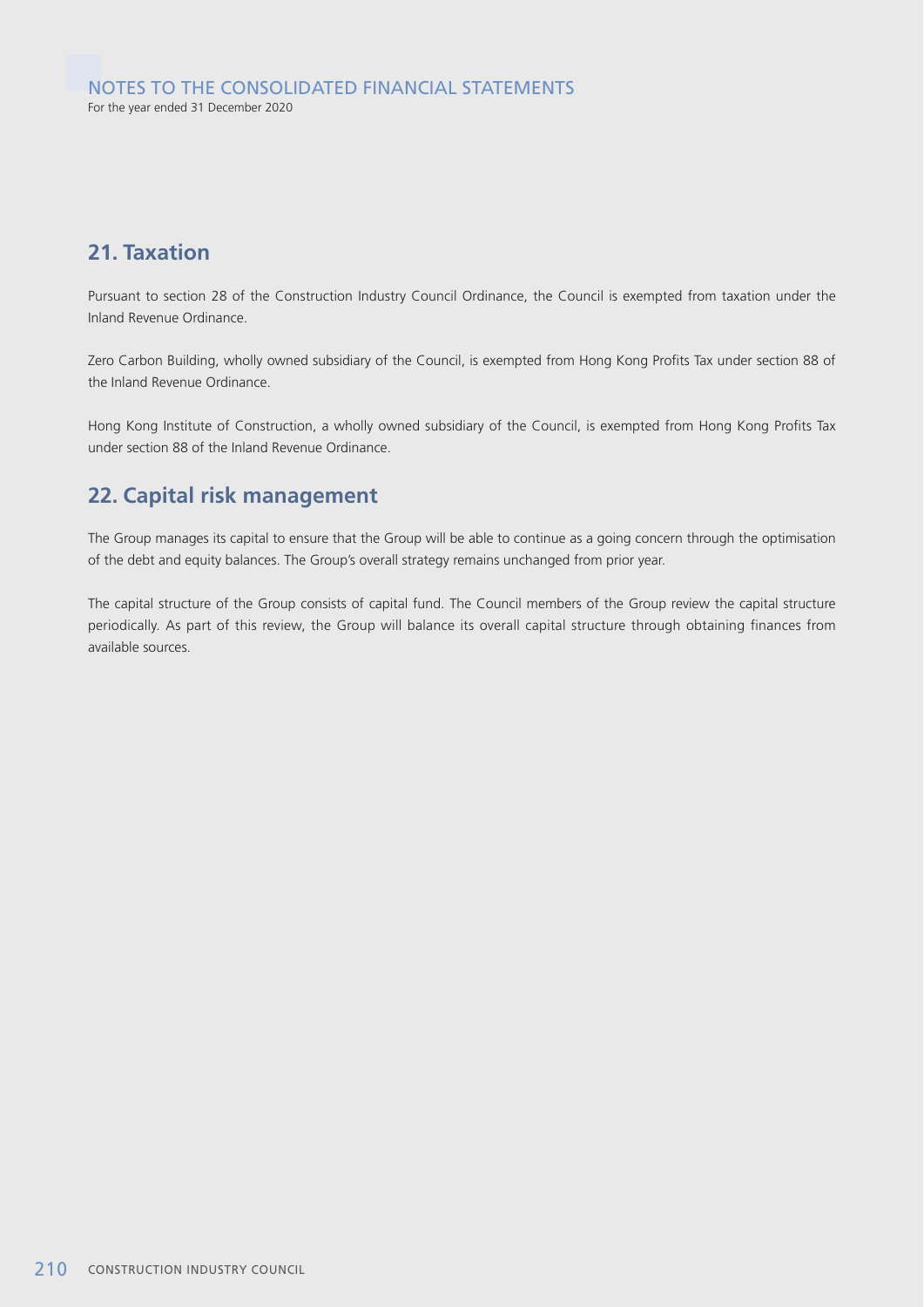## 21. Taxation

Pursuant to section 28 of the Construction Industry Council Ordinance, the Council is exempted from taxation under the Inland Revenue Ordinance.

Zero Carbon Building, wholly owned subsidiary of the Council, is exempted from Hong Kong Profits Tax under section 88 of the Inland Revenue Ordinance.

Hong Kong Institute of Construction, a wholly owned subsidiary of the Council, is exempted from Hong Kong Profits Tax under section 88 of the Inland Revenue Ordinance.

## 22. Capital risk management

The Group manages its capital to ensure that the Group will be able to continue as a going concern through the optimisation of the debt and equity balances. The Group's overall strategy remains unchanged from prior year.

The capital structure of the Group consists of capital fund. The Council members of the Group review the capital structure periodically. As part of this review, the Group will balance its overall capital structure through obtaining finances from available sources.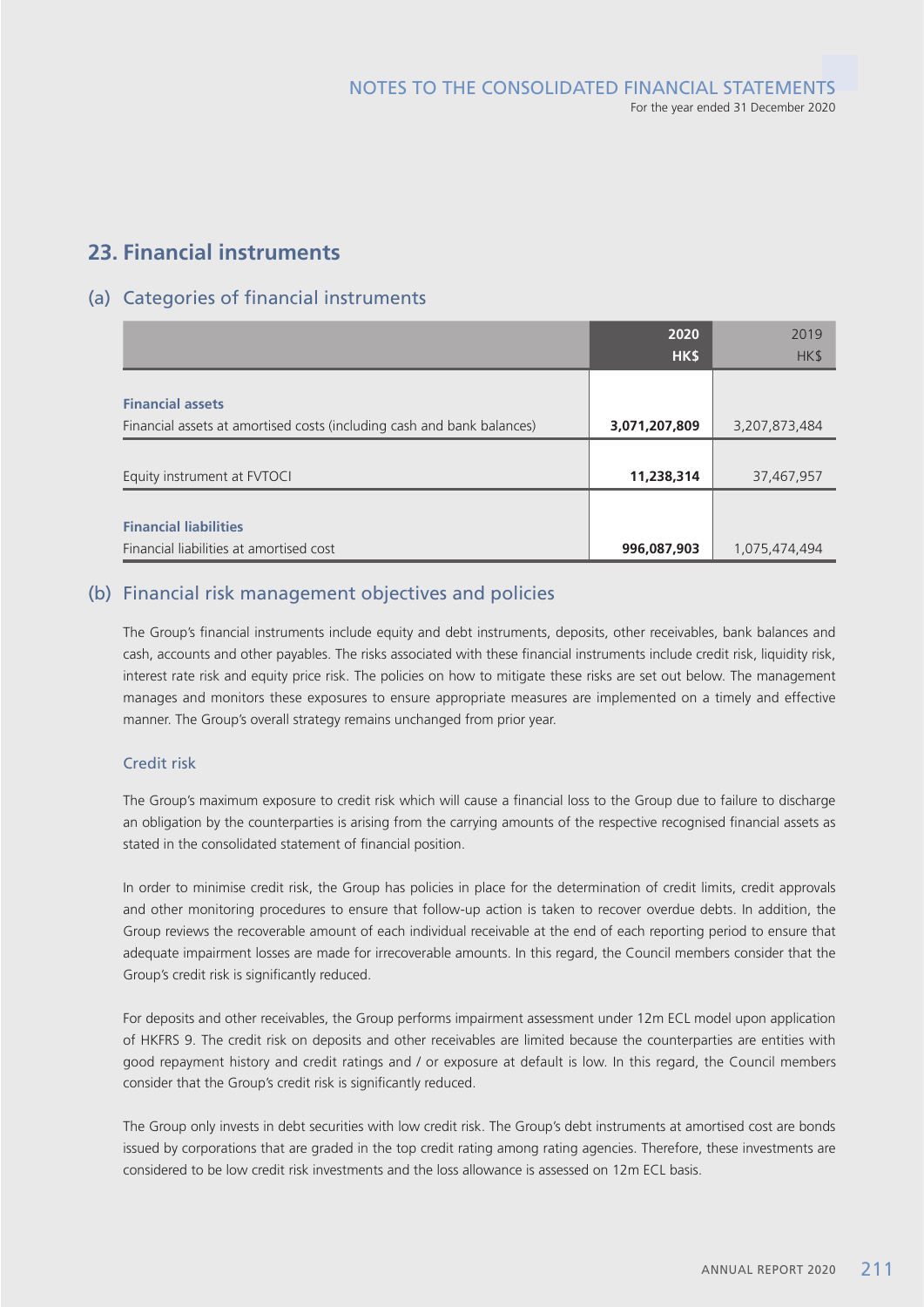## 23. Financial instruments

### (a) Categories of financial instruments

| | 2020<br>HK$ | 2019<br>HK$ |
|---|---|---|
| **Financial assets** | | |
| Financial assets at amortised costs (including cash and bank balances) | **3,071,207,809** | 3,207,873,484 |
| Equity instrument at FVTOCI | **11,238,314** | 37,467,957 |
| **Financial liabilities** | | |
| Financial liabilities at amortised cost | **996,087,903** | 1,075,474,494 |

### (b) Financial risk management objectives and policies

The Group's financial instruments include equity and debt instruments, deposits, other receivables, bank balances and cash, accounts and other payables. The risks associated with these financial instruments include credit risk, liquidity risk, interest rate risk and equity price risk. The policies on how to mitigate these risks are set out below. The management manages and monitors these exposures to ensure appropriate measures are implemented on a timely and effective manner. The Group's overall strategy remains unchanged from prior year.

#### Credit risk

The Group's maximum exposure to credit risk which will cause a financial loss to the Group due to failure to discharge an obligation by the counterparties is arising from the carrying amounts of the respective recognised financial assets as stated in the consolidated statement of financial position.

In order to minimise credit risk, the Group has policies in place for the determination of credit limits, credit approvals and other monitoring procedures to ensure that follow-up action is taken to recover overdue debts. In addition, the Group reviews the recoverable amount of each individual receivable at the end of each reporting period to ensure that adequate impairment losses are made for irrecoverable amounts. In this regard, the Council members consider that the Group's credit risk is significantly reduced.

For deposits and other receivables, the Group performs impairment assessment under 12m ECL model upon application of HKFRS 9. The credit risk on deposits and other receivables are limited because the counterparties are entities with good repayment history and credit ratings and / or exposure at default is low. In this regard, the Council members consider that the Group's credit risk is significantly reduced.

The Group only invests in debt securities with low credit risk. The Group's debt instruments at amortised cost are bonds issued by corporations that are graded in the top credit rating among rating agencies. Therefore, these investments are considered to be low credit risk investments and the loss allowance is assessed on 12m ECL basis.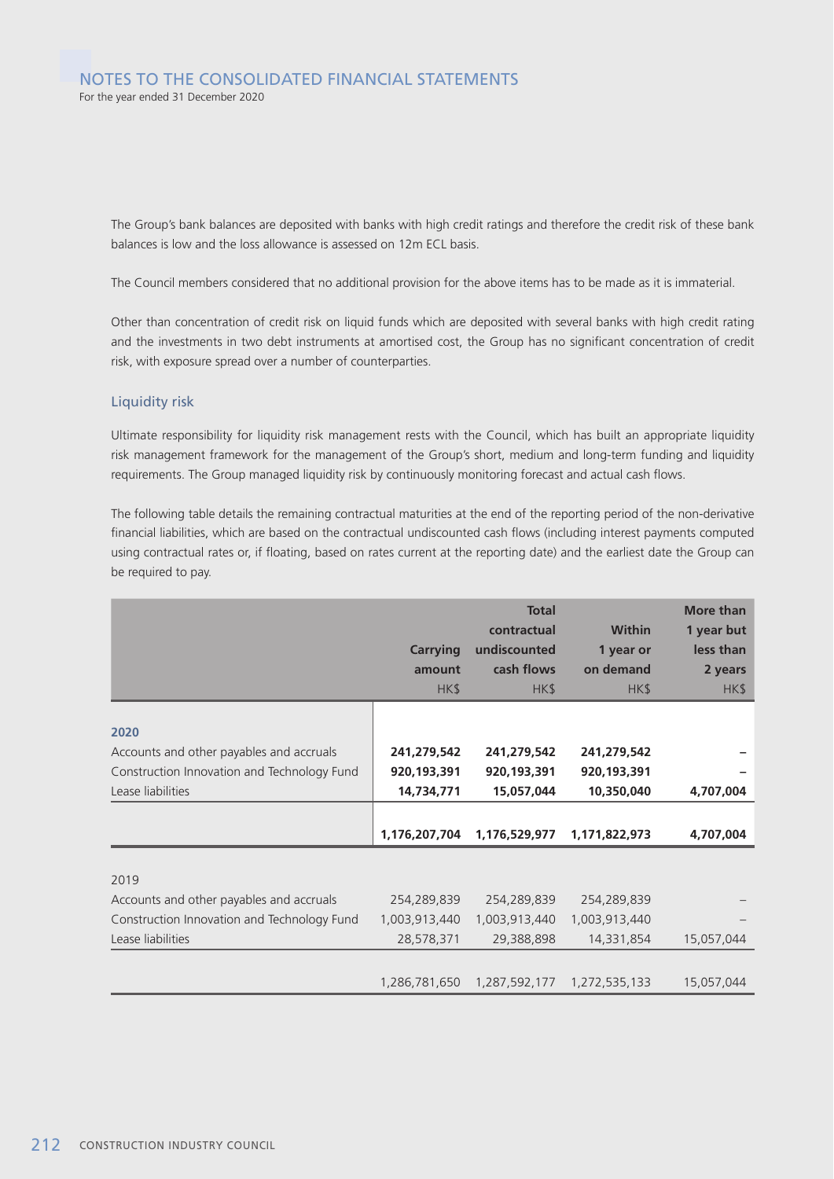The Group's bank balances are deposited with banks with high credit ratings and therefore the credit risk of these bank balances is low and the loss allowance is assessed on 12m ECL basis.

The Council members considered that no additional provision for the above items has to be made as it is immaterial.

Other than concentration of credit risk on liquid funds which are deposited with several banks with high credit rating and the investments in two debt instruments at amortised cost, the Group has no significant concentration of credit risk, with exposure spread over a number of counterparties.

### Liquidity risk

Ultimate responsibility for liquidity risk management rests with the Council, which has built an appropriate liquidity risk management framework for the management of the Group's short, medium and long-term funding and liquidity requirements. The Group managed liquidity risk by continuously monitoring forecast and actual cash flows.

The following table details the remaining contractual maturities at the end of the reporting period of the non-derivative financial liabilities, which are based on the contractual undiscounted cash flows (including interest payments computed using contractual rates or, if floating, based on rates current at the reporting date) and the earliest date the Group can be required to pay.

| | Carrying amount HK$ | Total contractual undiscounted cash flows HK$ | Within 1 year or on demand HK$ | More than 1 year but less than 2 years HK$ |
|---|---|---|---|---|
| **2020** | | | | |
| Accounts and other payables and accruals | **241,279,542** | **241,279,542** | **241,279,542** | **–** |
| Construction Innovation and Technology Fund | **920,193,391** | **920,193,391** | **920,193,391** | **–** |
| Lease liabilities | **14,734,771** | **15,057,044** | **10,350,040** | **4,707,004** |
| | **1,176,207,704** | **1,176,529,977** | **1,171,822,973** | **4,707,004** |
| 2019 | | | | |
| Accounts and other payables and accruals | 254,289,839 | 254,289,839 | 254,289,839 | – |
| Construction Innovation and Technology Fund | 1,003,913,440 | 1,003,913,440 | 1,003,913,440 | – |
| Lease liabilities | 28,578,371 | 29,388,898 | 14,331,854 | 15,057,044 |
| | 1,286,781,650 | 1,287,592,177 | 1,272,535,133 | 15,057,044 |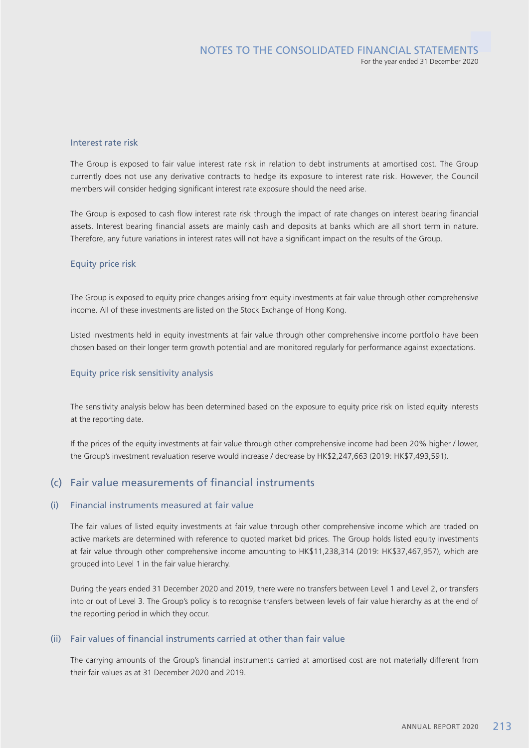### Interest rate risk

The Group is exposed to fair value interest rate risk in relation to debt instruments at amortised cost. The Group currently does not use any derivative contracts to hedge its exposure to interest rate risk. However, the Council members will consider hedging significant interest rate exposure should the need arise.

The Group is exposed to cash flow interest rate risk through the impact of rate changes on interest bearing financial assets. Interest bearing financial assets are mainly cash and deposits at banks which are all short term in nature. Therefore, any future variations in interest rates will not have a significant impact on the results of the Group.

### Equity price risk

The Group is exposed to equity price changes arising from equity investments at fair value through other comprehensive income. All of these investments are listed on the Stock Exchange of Hong Kong.

Listed investments held in equity investments at fair value through other comprehensive income portfolio have been chosen based on their longer term growth potential and are monitored regularly for performance against expectations.

### Equity price risk sensitivity analysis

The sensitivity analysis below has been determined based on the exposure to equity price risk on listed equity interests at the reporting date.

If the prices of the equity investments at fair value through other comprehensive income had been 20% higher / lower, the Group's investment revaluation reserve would increase / decrease by HK$2,247,663 (2019: HK$7,493,591).

## (c) Fair value measurements of financial instruments

### (i) Financial instruments measured at fair value

The fair values of listed equity investments at fair value through other comprehensive income which are traded on active markets are determined with reference to quoted market bid prices. The Group holds listed equity investments at fair value through other comprehensive income amounting to HK$11,238,314 (2019: HK$37,467,957), which are grouped into Level 1 in the fair value hierarchy.

During the years ended 31 December 2020 and 2019, there were no transfers between Level 1 and Level 2, or transfers into or out of Level 3. The Group's policy is to recognise transfers between levels of fair value hierarchy as at the end of the reporting period in which they occur.

### (ii) Fair values of financial instruments carried at other than fair value

The carrying amounts of the Group's financial instruments carried at amortised cost are not materially different from their fair values as at 31 December 2020 and 2019.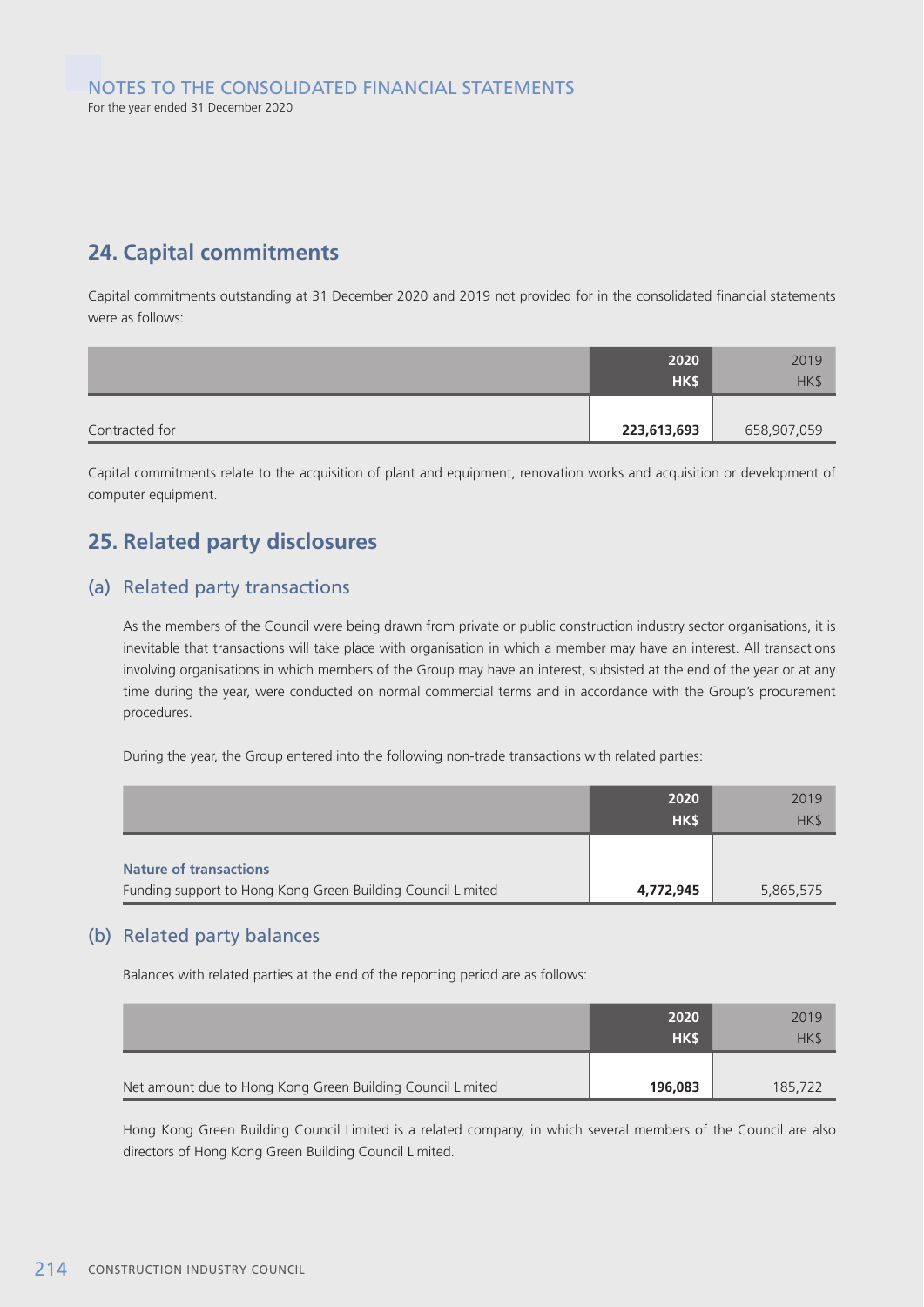# NOTES TO THE CONSOLIDATED FINANCIAL STATEMENTS

For the year ended 31 December 2020

## 24. Capital commitments

Capital commitments outstanding at 31 December 2020 and 2019 not provided for in the consolidated financial statements were as follows:

| | **2020** **HK$** | 2019 HK$ |
|---|---|---|
| Contracted for | **223,613,693** | 658,907,059 |

Capital commitments relate to the acquisition of plant and equipment, renovation works and acquisition or development of computer equipment.

## 25. Related party disclosures

### (a) Related party transactions

As the members of the Council were being drawn from private or public construction industry sector organisations, it is inevitable that transactions will take place with organisation in which a member may have an interest. All transactions involving organisations in which members of the Group may have an interest, subsisted at the end of the year or at any time during the year, were conducted on normal commercial terms and in accordance with the Group's procurement procedures.

During the year, the Group entered into the following non-trade transactions with related parties:

| | **2020** **HK$** | 2019 HK$ |
|---|---|---|
| **Nature of transactions** | | |
| Funding support to Hong Kong Green Building Council Limited | **4,772,945** | 5,865,575 |

### (b) Related party balances

Balances with related parties at the end of the reporting period are as follows:

| | **2020** **HK$** | 2019 HK$ |
|---|---|---|
| Net amount due to Hong Kong Green Building Council Limited | **196,083** | 185,722 |

Hong Kong Green Building Council Limited is a related company, in which several members of the Council are also directors of Hong Kong Green Building Council Limited.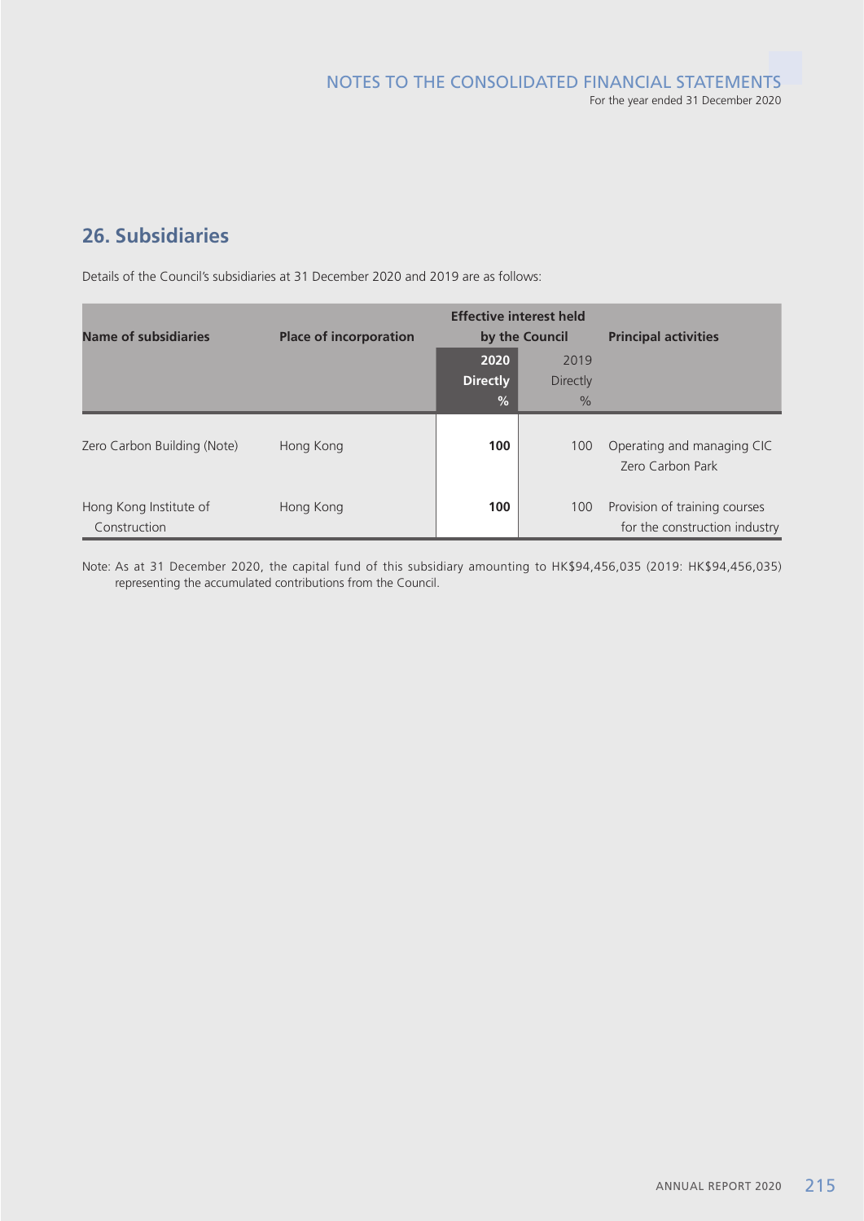## 26. Subsidiaries

Details of the Council's subsidiaries at 31 December 2020 and 2019 are as follows:

| Name of subsidiaries | Place of incorporation | Effective interest held by the Council | | Principal activities |
|---|---|---|---|---|
| | | **2020 Directly %** | 2019 Directly % | |
| Zero Carbon Building (Note) | Hong Kong | **100** | 100 | Operating and managing CIC Zero Carbon Park |
| Hong Kong Institute of Construction | Hong Kong | **100** | 100 | Provision of training courses for the construction industry |

Note: As at 31 December 2020, the capital fund of this subsidiary amounting to HK$94,456,035 (2019: HK$94,456,035) representing the accumulated contributions from the Council.